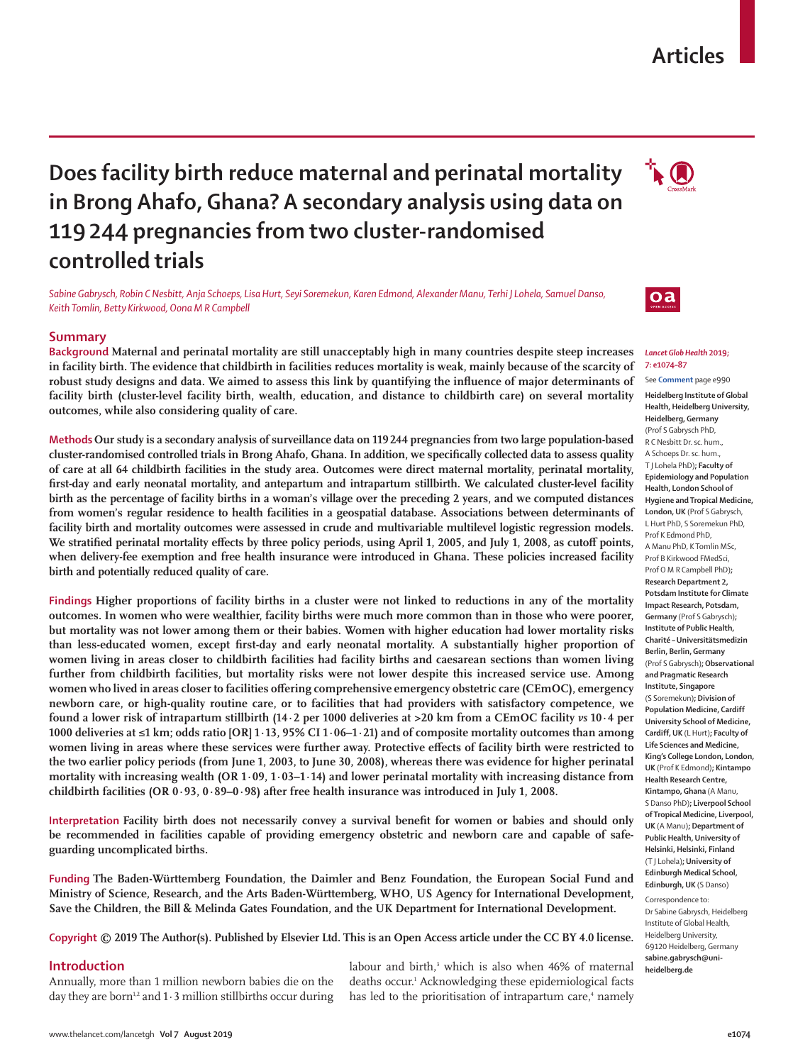Articles

# Does facility birth reduce maternal and perinatal mortality in Brong Ahafo, Ghana? A secondary analysis using data on 119 244 pregnancies from two cluster-randomised controlled trials

*Sabine Gabrysch, Robin C Nesbitt, Anja Schoeps, Lisa Hurt, Seyi Soremekun, Karen Edmond, Alexander Manu, Terhi J Lohela, Samuel Danso, Keith Tomlin, Betty Kirkwood, Oona M R Campbell*

## Summary

**Background** Maternal and perinatal mortality are still unacceptably high in many countries despite steep increases in facility birth. The evidence that childbirth in facilities reduces mortality is weak, mainly because of the scarcity of robust study designs and data. We aimed to assess this link by quantifying the influence of major determinants of facility birth (cluster-level facility birth, wealth, education, and distance to childbirth care) on several mortality outcomes, while also considering quality of care.

**Methods** Our study is a secondary analysis of surveillance data on 119 244 pregnancies from two large population-based cluster-randomised controlled trials in Brong Ahafo, Ghana. In addition, we specifically collected data to assess quality of care at all 64 childbirth facilities in the study area. Outcomes were direct maternal mortality, perinatal mortality, first-day and early neonatal mortality, and antepartum and intrapartum stillbirth. We calculated cluster-level facility birth as the percentage of facility births in a woman's village over the preceding 2 years, and we computed distances from women's regular residence to health facilities in a geospatial database. Associations between determinants of facility birth and mortality outcomes were assessed in crude and multivariable multilevel logistic regression models. We stratified perinatal mortality effects by three policy periods, using April 1, 2005, and July 1, 2008, as cutoff points, when delivery-fee exemption and free health insurance were introduced in Ghana. These policies increased facility birth and potentially reduced quality of care.

**Findings** Higher proportions of facility births in a cluster were not linked to reductions in any of the mortality outcomes. In women who were wealthier, facility births were much more common than in those who were poorer, but mortality was not lower among them or their babies. Women with higher education had lower mortality risks than less-educated women, except first-day and early neonatal mortality. A substantially higher proportion of women living in areas closer to childbirth facilities had facility births and caesarean sections than women living further from childbirth facilities, but mortality risks were not lower despite this increased service use. Among women who lived in areas closer to facilities offering comprehensive emergency obstetric care (CEmOC), emergency newborn care, or high-quality routine care, or to facilities that had providers with satisfactory competence, we found a lower risk of intrapartum stillbirth (14·2 per 1000 deliveries at >20 km from a CEmOC facility *vs* 10·4 per 1000 deliveries at ≤1 km; odds ratio [OR] 1·13, 95% CI 1·06–1·21) and of composite mortality outcomes than among women living in areas where these services were further away. Protective effects of facility birth were restricted to the two earlier policy periods (from June 1, 2003, to June 30, 2008), whereas there was evidence for higher perinatal mortality with increasing wealth (OR 1·09, 1·03–1·14) and lower perinatal mortality with increasing distance from childbirth facilities (OR 0·93, 0·89–0·98) after free health insurance was introduced in July 1, 2008.

**Interpretation** Facility birth does not necessarily convey a survival benefit for women or babies and should only be recommended in facilities capable of providing emergency obstetric and newborn care and capable of safeguarding uncomplicated births.

**Funding** The Baden-Württemberg Foundation, the Daimler and Benz Foundation, the European Social Fund and Ministry of Science, Research, and the Arts Baden-Württemberg, WHO, US Agency for International Development, Save the Children, the Bill & Melinda Gates Foundation, and the UK Department for International Development.

**Copyright** © 2019 The Author(s). Published by Elsevier Ltd. This is an Open Access article under the CC BY 4.0 license.

*Lancet Glob Health* 2019; 7: e1074–87

See **Comment** page e990

**Heidelberg Institute of Global Health, Heidelberg University, Heidelberg, Germany** (Prof S Gabrysch PhD, R C Nesbitt Dr. sc. hum., A Schoeps Dr. sc. hum., T J Lohela PhD)**; Faculty of Epidemiology and Population Health, London School of Hygiene and Tropical Medicine, London, UK** (Prof S Gabrysch, L Hurt PhD, S Soremekun PhD, Prof K Edmond PhD, A Manu PhD, K Tomlin MSc, Prof B Kirkwood FMedSci, Prof O M R Campbell PhD)**; Research Department 2, Potsdam Institute for Climate Impact Research, Potsdam, Germany** (Prof S Gabrysch)**; Institute of Public Health, Charité – Universitätsmedizin Berlin, Berlin, Germany** (Prof S Gabrysch)**; Observational and Pragmatic Research Institute, Singapore** (S Soremekun)**; Division of Population Medicine, Cardiff University School of Medicine, Cardiff, UK** (L Hurt)**; Faculty of Life Sciences and Medicine, King's College London, London, UK** (Prof K Edmond)**; Kintampo Health Research Centre, Kintampo, Ghana** (A Manu, S Danso PhD)**; Liverpool School of Tropical Medicine, Liverpool, UK** (A Manu)**; Department of Public Health, University of Helsinki, Helsinki, Finland** (T J Lohela)**; University of Edinburgh Medical School, Edinburgh, UK** (S Danso)

Correspondence to: Dr Sabine Gabrysch, Heidelberg Institute of Global Health, Heidelberg University, 69120 Heidelberg, Germany **sabine.gabrysch@uni-heidelberg.de**

## Introduction

Annually, more than 1 million newborn babies die on the day they are born[1,2] and 1·3 million stillbirths occur during labour and birth,[3] which is also when 46% of maternal deaths occur.[1] Acknowledging these epidemiological facts has led to the prioritisation of intrapartum care,[4] namely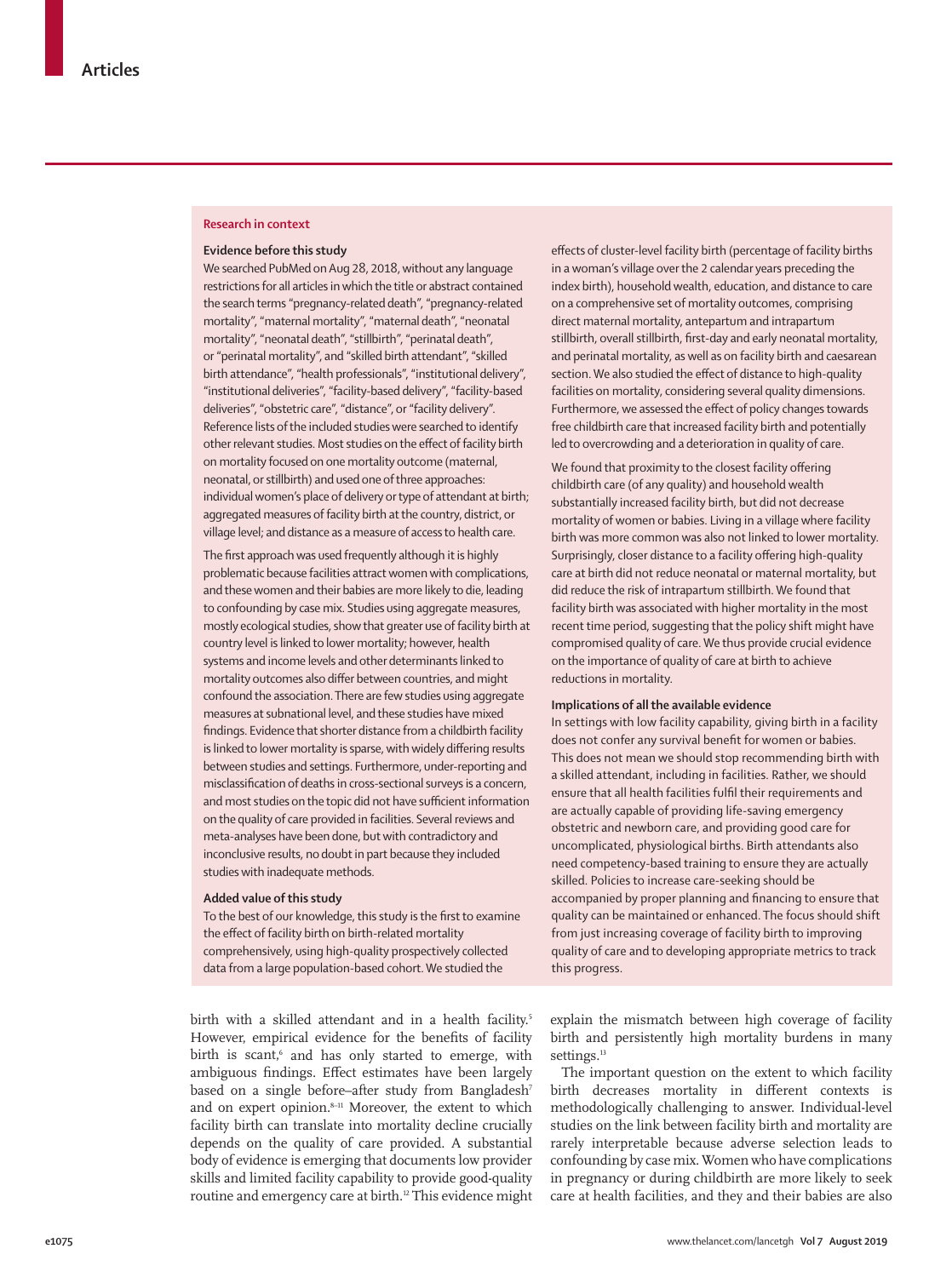## Research in context

### Evidence before this study

We searched PubMed on Aug 28, 2018, without any language restrictions for all articles in which the title or abstract contained the search terms "pregnancy-related death", "pregnancy-related mortality", "maternal mortality", "maternal death", "neonatal mortality", "neonatal death", "stillbirth", "perinatal death", or "perinatal mortality", and "skilled birth attendant", "skilled birth attendance", "health professionals", "institutional delivery", "institutional deliveries", "facility-based delivery", "facility-based deliveries", "obstetric care", "distance", or "facility delivery". Reference lists of the included studies were searched to identify other relevant studies. Most studies on the effect of facility birth on mortality focused on one mortality outcome (maternal, neonatal, or stillbirth) and used one of three approaches: individual women's place of delivery or type of attendant at birth; aggregated measures of facility birth at the country, district, or village level; and distance as a measure of access to health care.

The first approach was used frequently although it is highly problematic because facilities attract women with complications, and these women and their babies are more likely to die, leading to confounding by case mix. Studies using aggregate measures, mostly ecological studies, show that greater use of facility birth at country level is linked to lower mortality; however, health systems and income levels and other determinants linked to mortality outcomes also differ between countries, and might confound the association. There are few studies using aggregate measures at subnational level, and these studies have mixed findings. Evidence that shorter distance from a childbirth facility is linked to lower mortality is sparse, with widely differing results between studies and settings. Furthermore, under-reporting and misclassification of deaths in cross-sectional surveys is a concern, and most studies on the topic did not have sufficient information on the quality of care provided in facilities. Several reviews and meta-analyses have been done, but with contradictory and inconclusive results, no doubt in part because they included studies with inadequate methods.

### Added value of this study

To the best of our knowledge, this study is the first to examine the effect of facility birth on birth-related mortality comprehensively, using high-quality prospectively collected data from a large population-based cohort. We studied the effects of cluster-level facility birth (percentage of facility births in a woman's village over the 2 calendar years preceding the index birth), household wealth, education, and distance to care on a comprehensive set of mortality outcomes, comprising direct maternal mortality, antepartum and intrapartum stillbirth, overall stillbirth, first-day and early neonatal mortality, and perinatal mortality, as well as on facility birth and caesarean section. We also studied the effect of distance to high-quality facilities on mortality, considering several quality dimensions. Furthermore, we assessed the effect of policy changes towards free childbirth care that increased facility birth and potentially led to overcrowding and a deterioration in quality of care.

We found that proximity to the closest facility offering childbirth care (of any quality) and household wealth substantially increased facility birth, but did not decrease mortality of women or babies. Living in a village where facility birth was more common was also not linked to lower mortality. Surprisingly, closer distance to a facility offering high-quality care at birth did not reduce neonatal or maternal mortality, but did reduce the risk of intrapartum stillbirth. We found that facility birth was associated with higher mortality in the most recent time period, suggesting that the policy shift might have compromised quality of care. We thus provide crucial evidence on the importance of quality of care at birth to achieve reductions in mortality.

### Implications of all the available evidence

In settings with low facility capability, giving birth in a facility does not confer any survival benefit for women or babies. This does not mean we should stop recommending birth with a skilled attendant, including in facilities. Rather, we should ensure that all health facilities fulfil their requirements and are actually capable of providing life-saving emergency obstetric and newborn care, and providing good care for uncomplicated, physiological births. Birth attendants also need competency-based training to ensure they are actually skilled. Policies to increase care-seeking should be accompanied by proper planning and financing to ensure that quality can be maintained or enhanced. The focus should shift from just increasing coverage of facility birth to improving quality of care and to developing appropriate metrics to track this progress.

birth with a skilled attendant and in a health facility.[5] However, empirical evidence for the benefits of facility birth is scant,[6] and has only started to emerge, with ambiguous findings. Effect estimates have been largely based on a single before–after study from Bangladesh[7] and on expert opinion.[8–11] Moreover, the extent to which facility birth can translate into mortality decline crucially depends on the quality of care provided. A substantial body of evidence is emerging that documents low provider skills and limited facility capability to provide good-quality routine and emergency care at birth.[12] This evidence might explain the mismatch between high coverage of facility birth and persistently high mortality burdens in many settings.[13]

The important question on the extent to which facility birth decreases mortality in different contexts is methodologically challenging to answer. Individual-level studies on the link between facility birth and mortality are rarely interpretable because adverse selection leads to confounding by case mix. Women who have complications in pregnancy or during childbirth are more likely to seek care at health facilities, and they and their babies are also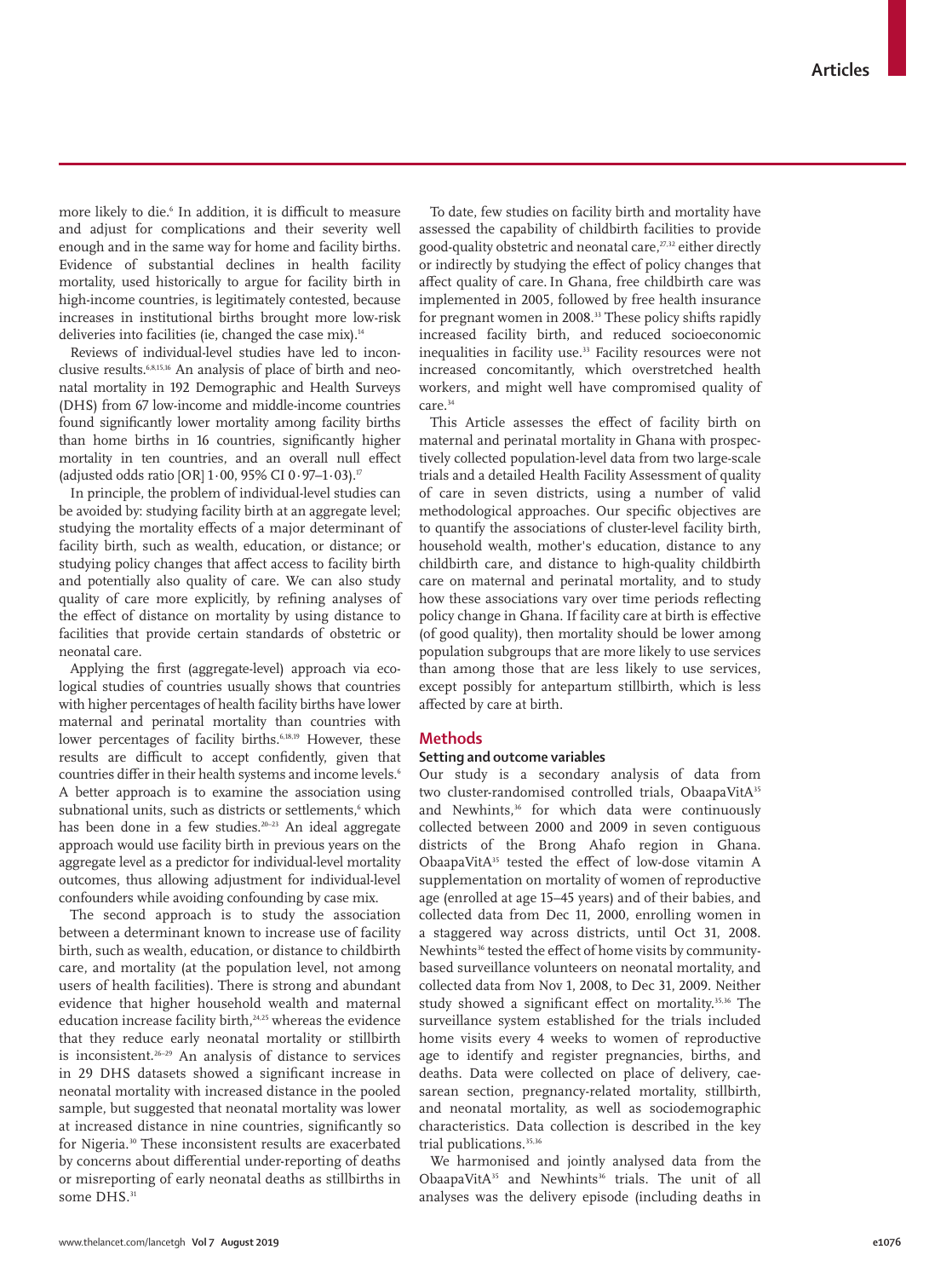more likely to die.[6] In addition, it is difficult to measure and adjust for complications and their severity well enough and in the same way for home and facility births. Evidence of substantial declines in health facility mortality, used historically to argue for facility birth in high-income countries, is legitimately contested, because increases in institutional births brought more low-risk deliveries into facilities (ie, changed the case mix).[14]

Reviews of individual-level studies have led to inconclusive results.[6,8,15,16] An analysis of place of birth and neonatal mortality in 192 Demographic and Health Surveys (DHS) from 67 low-income and middle-income countries found significantly lower mortality among facility births than home births in 16 countries, significantly higher mortality in ten countries, and an overall null effect (adjusted odds ratio [OR] 1·00, 95% CI 0·97–1·03).[17]

In principle, the problem of individual-level studies can be avoided by: studying facility birth at an aggregate level; studying the mortality effects of a major determinant of facility birth, such as wealth, education, or distance; or studying policy changes that affect access to facility birth and potentially also quality of care. We can also study quality of care more explicitly, by refining analyses of the effect of distance on mortality by using distance to facilities that provide certain standards of obstetric or neonatal care.

Applying the first (aggregate-level) approach via ecological studies of countries usually shows that countries with higher percentages of health facility births have lower maternal and perinatal mortality than countries with lower percentages of facility births.[6,18,19] However, these results are difficult to accept confidently, given that countries differ in their health systems and income levels.[6] A better approach is to examine the association using subnational units, such as districts or settlements,[6] which has been done in a few studies.[20–23] An ideal aggregate approach would use facility birth in previous years on the aggregate level as a predictor for individual-level mortality outcomes, thus allowing adjustment for individual-level confounders while avoiding confounding by case mix.

The second approach is to study the association between a determinant known to increase use of facility birth, such as wealth, education, or distance to childbirth care, and mortality (at the population level, not among users of health facilities). There is strong and abundant evidence that higher household wealth and maternal education increase facility birth,[24,25] whereas the evidence that they reduce early neonatal mortality or stillbirth is inconsistent.[26–29] An analysis of distance to services in 29 DHS datasets showed a significant increase in neonatal mortality with increased distance in the pooled sample, but suggested that neonatal mortality was lower at increased distance in nine countries, significantly so for Nigeria.[30] These inconsistent results are exacerbated by concerns about differential under-reporting of deaths or misreporting of early neonatal deaths as stillbirths in some DHS.[31]

To date, few studies on facility birth and mortality have assessed the capability of childbirth facilities to provide good-quality obstetric and neonatal care,[27,32] either directly or indirectly by studying the effect of policy changes that affect quality of care. In Ghana, free childbirth care was implemented in 2005, followed by free health insurance for pregnant women in 2008.[33] These policy shifts rapidly increased facility birth, and reduced socioeconomic inequalities in facility use.[33] Facility resources were not increased concomitantly, which overstretched health workers, and might well have compromised quality of care.[34]

This Article assesses the effect of facility birth on maternal and perinatal mortality in Ghana with prospectively collected population-level data from two large-scale trials and a detailed Health Facility Assessment of quality of care in seven districts, using a number of valid methodological approaches. Our specific objectives are to quantify the associations of cluster-level facility birth, household wealth, mother's education, distance to any childbirth care, and distance to high-quality childbirth care on maternal and perinatal mortality, and to study how these associations vary over time periods reflecting policy change in Ghana. If facility care at birth is effective (of good quality), then mortality should be lower among population subgroups that are more likely to use services than among those that are less likely to use services, except possibly for antepartum stillbirth, which is less affected by care at birth.

## Methods

### Setting and outcome variables

Our study is a secondary analysis of data from two cluster-randomised controlled trials, ObaapaVitA[35] and Newhints,[36] for which data were continuously collected between 2000 and 2009 in seven contiguous districts of the Brong Ahafo region in Ghana. ObaapaVitA[35] tested the effect of low-dose vitamin A supplementation on mortality of women of reproductive age (enrolled at age 15–45 years) and of their babies, and collected data from Dec 11, 2000, enrolling women in a staggered way across districts, until Oct 31, 2008. Newhints[36] tested the effect of home visits by community-based surveillance volunteers on neonatal mortality, and collected data from Nov 1, 2008, to Dec 31, 2009. Neither study showed a significant effect on mortality.[35,36] The surveillance system established for the trials included home visits every 4 weeks to women of reproductive age to identify and register pregnancies, births, and deaths. Data were collected on place of delivery, caesarean section, pregnancy-related mortality, stillbirth, and neonatal mortality, as well as sociodemographic characteristics. Data collection is described in the key trial publications.[35,36]

We harmonised and jointly analysed data from the ObaapaVitA[35] and Newhints[36] trials. The unit of all analyses was the delivery episode (including deaths in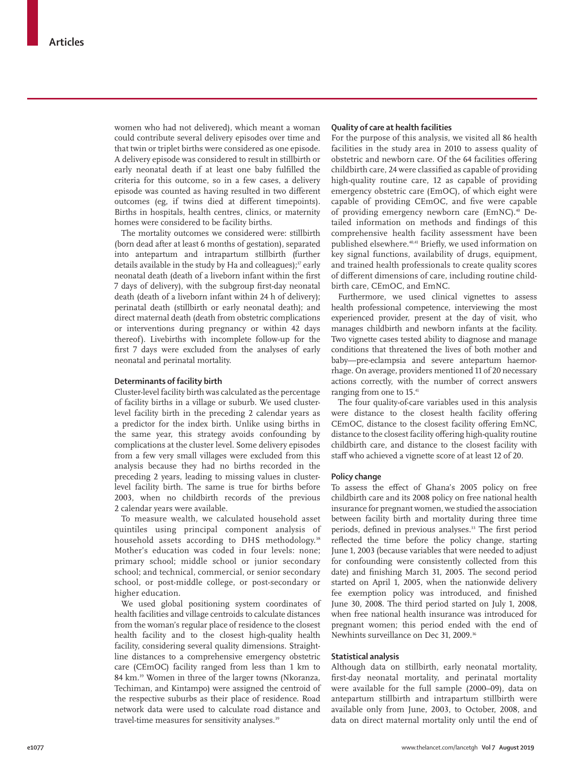women who had not delivered), which meant a woman could contribute several delivery episodes over time and that twin or triplet births were considered as one episode. A delivery episode was considered to result in stillbirth or early neonatal death if at least one baby fulfilled the criteria for this outcome, so in a few cases, a delivery episode was counted as having resulted in two different outcomes (eg, if twins died at different timepoints). Births in hospitals, health centres, clinics, or maternity homes were considered to be facility births.

The mortality outcomes we considered were: stillbirth (born dead after at least 6 months of gestation), separated into antepartum and intrapartum stillbirth (further details available in the study by Ha and colleagues);[37] early neonatal death (death of a liveborn infant within the first 7 days of delivery), with the subgroup first-day neonatal death (death of a liveborn infant within 24 h of delivery); perinatal death (stillbirth or early neonatal death); and direct maternal death (death from obstetric complications or interventions during pregnancy or within 42 days thereof). Livebirths with incomplete follow-up for the first 7 days were excluded from the analyses of early neonatal and perinatal mortality.

### Determinants of facility birth

Cluster-level facility birth was calculated as the percentage of facility births in a village or suburb. We used cluster-level facility birth in the preceding 2 calendar years as a predictor for the index birth. Unlike using births in the same year, this strategy avoids confounding by complications at the cluster level. Some delivery episodes from a few very small villages were excluded from this analysis because they had no births recorded in the preceding 2 years, leading to missing values in cluster-level facility birth. The same is true for births before 2003, when no childbirth records of the previous 2 calendar years were available.

To measure wealth, we calculated household asset quintiles using principal component analysis of household assets according to DHS methodology.[38] Mother's education was coded in four levels: none; primary school; middle school or junior secondary school; and technical, commercial, or senior secondary school, or post-middle college, or post-secondary or higher education.

We used global positioning system coordinates of health facilities and village centroids to calculate distances from the woman's regular place of residence to the closest health facility and to the closest high-quality health facility, considering several quality dimensions. Straight-line distances to a comprehensive emergency obstetric care (CEmOC) facility ranged from less than 1 km to 84 km.[39] Women in three of the larger towns (Nkoranza, Techiman, and Kintampo) were assigned the centroid of the respective suburbs as their place of residence. Road network data were used to calculate road distance and travel-time measures for sensitivity analyses.[39]

### Quality of care at health facilities

For the purpose of this analysis, we visited all 86 health facilities in the study area in 2010 to assess quality of obstetric and newborn care. Of the 64 facilities offering childbirth care, 24 were classified as capable of providing high-quality routine care, 12 as capable of providing emergency obstetric care (EmOC), of which eight were capable of providing CEmOC, and five were capable of providing emergency newborn care (EmNC).[40] Detailed information on methods and findings of this comprehensive health facility assessment have been published elsewhere.[40,41] Briefly, we used information on key signal functions, availability of drugs, equipment, and trained health professionals to create quality scores of different dimensions of care, including routine childbirth care, CEmOC, and EmNC.

Furthermore, we used clinical vignettes to assess health professional competence, interviewing the most experienced provider, present at the day of visit, who manages childbirth and newborn infants at the facility. Two vignette cases tested ability to diagnose and manage conditions that threatened the lives of both mother and baby—pre-eclampsia and severe antepartum haemorrhage. On average, providers mentioned 11 of 20 necessary actions correctly, with the number of correct answers ranging from one to 15.[41]

The four quality-of-care variables used in this analysis were distance to the closest health facility offering CEmOC, distance to the closest facility offering EmNC, distance to the closest facility offering high-quality routine childbirth care, and distance to the closest facility with staff who achieved a vignette score of at least 12 of 20.

### Policy change

To assess the effect of Ghana's 2005 policy on free childbirth care and its 2008 policy on free national health insurance for pregnant women, we studied the association between facility birth and mortality during three time periods, defined in previous analyses.[33] The first period reflected the time before the policy change, starting June 1, 2003 (because variables that were needed to adjust for confounding were consistently collected from this date) and finishing March 31, 2005. The second period started on April 1, 2005, when the nationwide delivery fee exemption policy was introduced, and finished June 30, 2008. The third period started on July 1, 2008, when free national health insurance was introduced for pregnant women; this period ended with the end of Newhints surveillance on Dec 31, 2009.[36]

### Statistical analysis

Although data on stillbirth, early neonatal mortality, first-day neonatal mortality, and perinatal mortality were available for the full sample (2000–09), data on antepartum stillbirth and intrapartum stillbirth were available only from June, 2003, to October, 2008, and data on direct maternal mortality only until the end of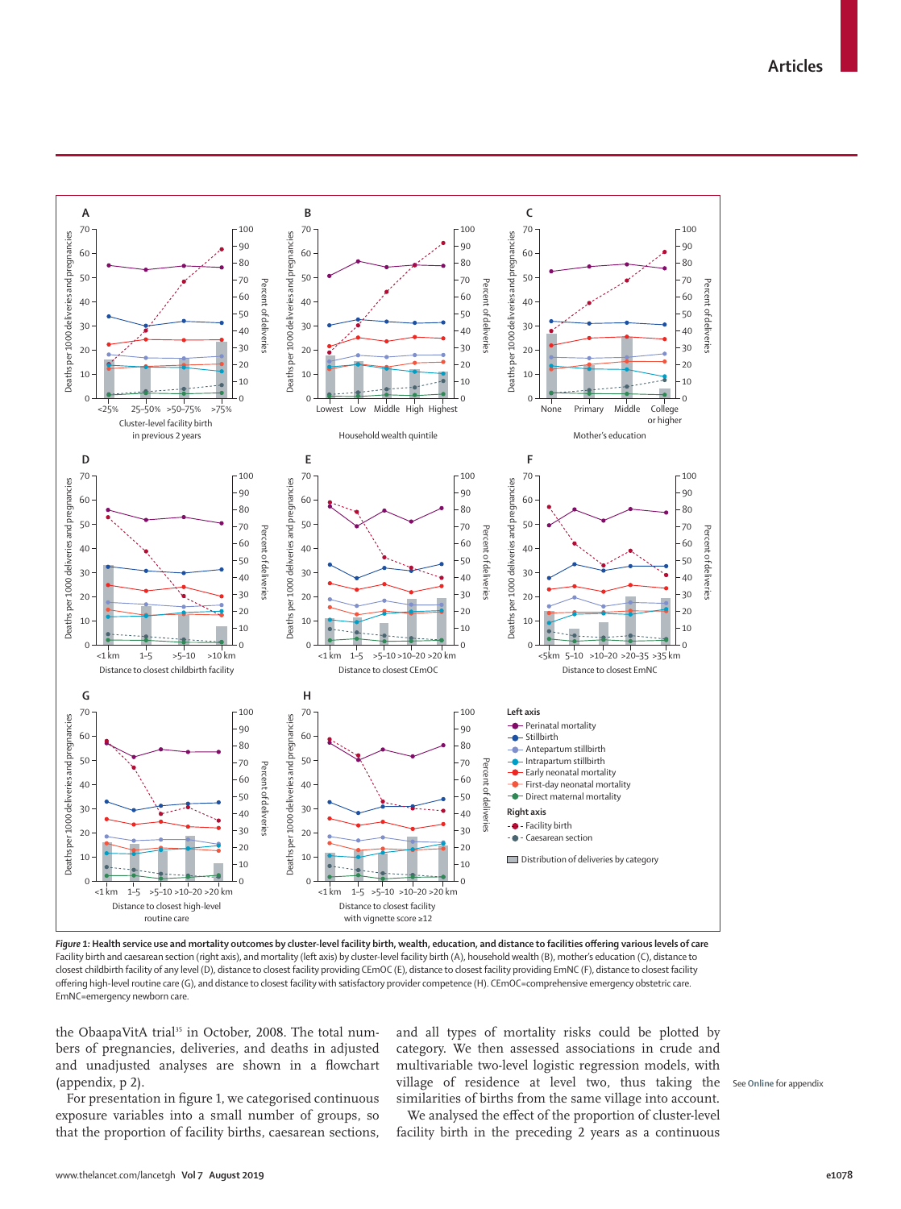*Figure 1:* **Health service use and mortality outcomes by cluster-level facility birth, wealth, education, and distance to facilities offering various levels of care**
Facility birth and caesarean section (right axis), and mortality (left axis) by cluster-level facility birth (A), household wealth (B), mother's education (C), distance to closest childbirth facility of any level (D), distance to closest facility providing CEmOC (E), distance to closest facility providing EmNC (F), distance to closest facility offering high-level routine care (G), and distance to closest facility with satisfactory provider competence (H). CEmOC=comprehensive emergency obstetric care. EmNC=emergency newborn care.

the ObaapaVitA trial[35] in October, 2008. The total numbers of pregnancies, deliveries, and deaths in adjusted and unadjusted analyses are shown in a flowchart (appendix, p 2).

For presentation in figure 1, we categorised continuous exposure variables into a small number of groups, so that the proportion of facility births, caesarean sections, and all types of mortality risks could be plotted by category. We then assessed associations in crude and multivariable two-level logistic regression models, with village of residence at level two, thus taking the similarities of births from the same village into account.

See Online for appendix

We analysed the effect of the proportion of cluster-level facility birth in the preceding 2 years as a continuous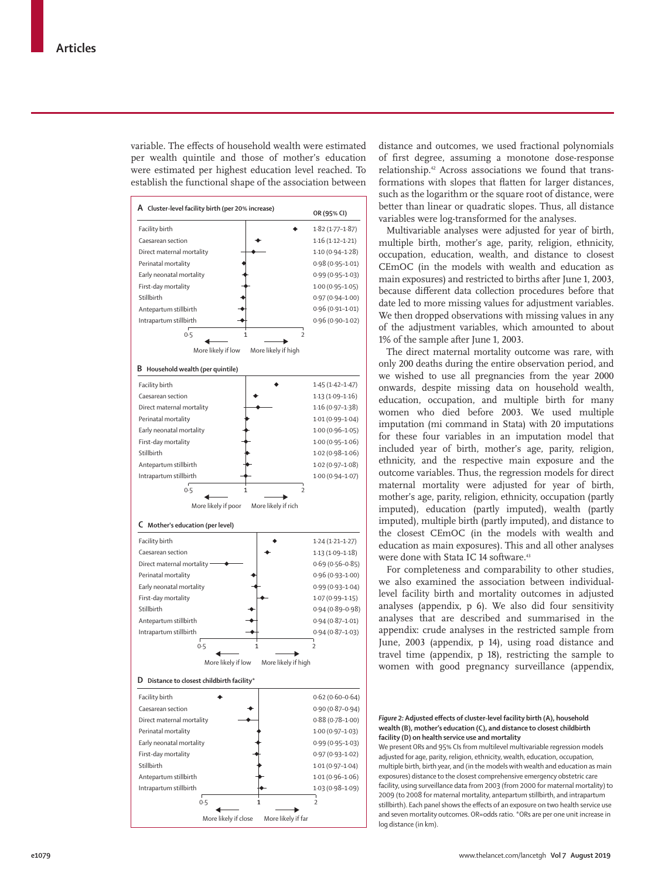variable. The effects of household wealth were estimated per wealth quintile and those of mother's education were estimated per highest education level reached. To establish the functional shape of the association between distance and outcomes, we used fractional polynomials of first degree, assuming a monotone dose-response relationship.[42] Across associations we found that transformations with slopes that flatten for larger distances, such as the logarithm or the square root of distance, were better than linear or quadratic slopes. Thus, all distance variables were log-transformed for the analyses.

Multivariable analyses were adjusted for year of birth, multiple birth, mother's age, parity, religion, ethnicity, occupation, education, wealth, and distance to closest CEmOC (in the models with wealth and education as main exposures) and restricted to births after June 1, 2003, because different data collection procedures before that date led to more missing values for adjustment variables. We then dropped observations with missing values in any of the adjustment variables, which amounted to about 1% of the sample after June 1, 2003.

The direct maternal mortality outcome was rare, with only 200 deaths during the entire observation period, and we wished to use all pregnancies from the year 2000 onwards, despite missing data on household wealth, education, occupation, and multiple birth for many women who died before 2003. We used multiple imputation (mi command in Stata) with 20 imputations for these four variables in an imputation model that included year of birth, mother's age, parity, religion, ethnicity, and the respective main exposure and the outcome variables. Thus, the regression models for direct maternal mortality were adjusted for year of birth, mother's age, parity, religion, ethnicity, occupation (partly imputed), education (partly imputed), wealth (partly imputed), multiple birth (partly imputed), and distance to the closest CEmOC (in the models with wealth and education as main exposures). This and all other analyses were done with Stata IC 14 software.[43]

For completeness and comparability to other studies, we also examined the association between individual-level facility birth and mortality outcomes in adjusted analyses (appendix, p 6). We also did four sensitivity analyses that are described and summarised in the appendix: crude analyses in the restricted sample from June, 2003 (appendix, p 14), using road distance and travel time (appendix, p 18), restricting the sample to women with good pregnancy surveillance (appendix,

**A Cluster-level facility birth (per 20% increase)** (More likely if low ← 1 → More likely if high)

| Outcome | OR (95% CI) |
|---|---|
| Facility birth | 1·82 (1·77–1·87) |
| Caesarean section | 1·16 (1·12–1·21) |
| Direct maternal mortality | 1·10 (0·94–1·28) |
| Perinatal mortality | 0·98 (0·95–1·01) |
| Early neonatal mortality | 0·99 (0·95–1·03) |
| First-day mortality | 1·00 (0·95–1·05) |
| Stillbirth | 0·97 (0·94–1·00) |
| Antepartum stillbirth | 0·96 (0·91–1·01) |
| Intrapartum stillbirth | 0·96 (0·90–1·02) |

**B Household wealth (per quintile)** (More likely if poor ← 1 → More likely if rich)

| Outcome | OR (95% CI) |
|---|---|
| Facility birth | 1·45 (1·42–1·47) |
| Caesarean section | 1·13 (1·09–1·16) |
| Direct maternal mortality | 1·16 (0·97–1·38) |
| Perinatal mortality | 1·01 (0·99–1·04) |
| Early neonatal mortality | 1·00 (0·96–1·05) |
| First-day mortality | 1·00 (0·95–1·06) |
| Stillbirth | 1·02 (0·98–1·06) |
| Antepartum stillbirth | 1·02 (0·97–1·08) |
| Intrapartum stillbirth | 1·00 (0·94–1·07) |

**C Mother's education (per level)** (More likely if low ← 1 → More likely if high)

| Outcome | OR (95% CI) |
|---|---|
| Facility birth | 1·24 (1·21–1·27) |
| Caesarean section | 1·13 (1·09–1·18) |
| Direct maternal mortality | 0·69 (0·56–0·85) |
| Perinatal mortality | 0·96 (0·93–1·00) |
| Early neonatal mortality | 0·99 (0·93–1·04) |
| First-day mortality | 1·07 (0·99–1·15) |
| Stillbirth | 0·94 (0·89–0·98) |
| Antepartum stillbirth | 0·94 (0·87–1·01) |
| Intrapartum stillbirth | 0·94 (0·87–1·03) |

**D Distance to closest childbirth facility*** (More likely if close ← 1 → More likely if far)

| Outcome | OR (95% CI) |
|---|---|
| Facility birth | 0·62 (0·60–0·64) |
| Caesarean section | 0·90 (0·87–0·94) |
| Direct maternal mortality | 0·88 (0·78–1·00) |
| Perinatal mortality | 1·00 (0·97–1·03) |
| Early neonatal mortality | 0·99 (0·95–1·03) |
| First-day mortality | 0·97 (0·93–1·02) |
| Stillbirth | 1·01 (0·97–1·04) |
| Antepartum stillbirth | 1·01 (0·96–1·06) |
| Intrapartum stillbirth | 1·03 (0·98–1·09) |

**Figure 2: Adjusted effects of cluster-level facility birth (A), household wealth (B), mother's education (C), and distance to closest childbirth facility (D) on health service use and mortality**

We present ORs and 95% CIs from multilevel multivariable regression models adjusted for age, parity, religion, ethnicity, wealth, education, occupation, multiple birth, birth year, and (in the models with wealth and education as main exposures) distance to the closest comprehensive emergency obstetric care facility, using surveillance data from 2003 (from 2000 for maternal mortality) to 2009 (to 2008 for maternal mortality, antepartum stillbirth, and intrapartum stillbirth). Each panel shows the effects of an exposure on two health service use and seven mortality outcomes. OR=odds ratio. *ORs are per one unit increase in log distance (in km).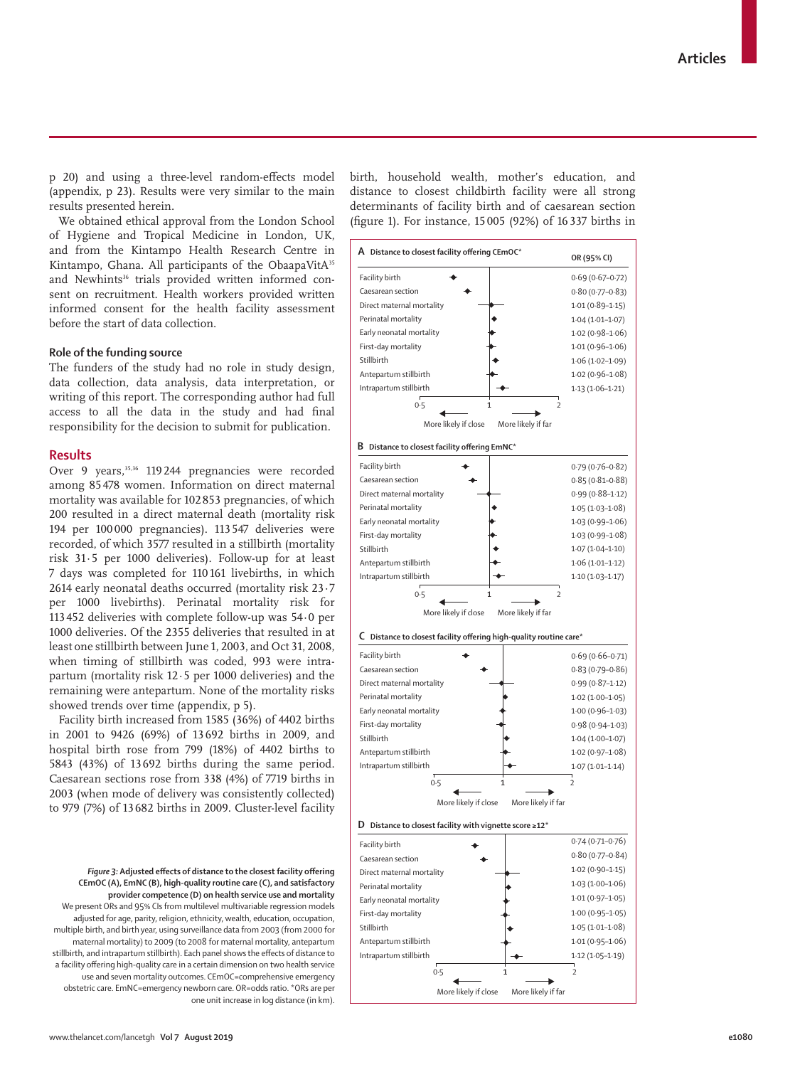p 20) and using a three-level random-effects model (appendix, p 23). Results were very similar to the main results presented herein.

We obtained ethical approval from the London School of Hygiene and Tropical Medicine in London, UK, and from the Kintampo Health Research Centre in Kintampo, Ghana. All participants of the ObaapaVitA[35] and Newhints[36] trials provided written informed consent on recruitment. Health workers provided written informed consent for the health facility assessment before the start of data collection.

### Role of the funding source

The funders of the study had no role in study design, data collection, data analysis, data interpretation, or writing of this report. The corresponding author had full access to all the data in the study and had final responsibility for the decision to submit for publication.

## Results

Over 9 years,[35,36] 119 244 pregnancies were recorded among 85 478 women. Information on direct maternal mortality was available for 102 853 pregnancies, of which 200 resulted in a direct maternal death (mortality risk 194 per 100 000 pregnancies). 113 547 deliveries were recorded, of which 3577 resulted in a stillbirth (mortality risk 31·5 per 1000 deliveries). Follow-up for at least 7 days was completed for 110 161 livebirths, in which 2614 early neonatal deaths occurred (mortality risk 23·7 per 1000 livebirths). Perinatal mortality risk for 113 452 deliveries with complete follow-up was 54·0 per 1000 deliveries. Of the 2355 deliveries that resulted in at least one stillbirth between June 1, 2003, and Oct 31, 2008, when timing of stillbirth was coded, 993 were intrapartum (mortality risk 12·5 per 1000 deliveries) and the remaining were antepartum. None of the mortality risks showed trends over time (appendix, p 5).

Facility birth increased from 1585 (36%) of 4402 births in 2001 to 9426 (69%) of 13 692 births in 2009, and hospital birth rose from 799 (18%) of 4402 births to 5843 (43%) of 13 692 births during the same period. Caesarean sections rose from 338 (4%) of 7719 births in 2003 (when mode of delivery was consistently collected) to 979 (7%) of 13 682 births in 2009. Cluster-level facility birth, household wealth, mother's education, and distance to closest childbirth facility were all strong determinants of facility birth and of caesarean section (figure 1). For instance, 15 005 (92%) of 16 337 births in

**A Distance to closest facility offering CEmOC***

| | OR (95% CI) |
|---|---|
| Facility birth | 0·69 (0·67–0·72) |
| Caesarean section | 0·80 (0·77–0·83) |
| Direct maternal mortality | 1·01 (0·89–1·15) |
| Perinatal mortality | 1·04 (1·01–1·07) |
| Early neonatal mortality | 1·02 (0·98–1·06) |
| First-day mortality | 1·01 (0·96–1·06) |
| Stillbirth | 1·06 (1·02–1·09) |
| Antepartum stillbirth | 1·02 (0·96–1·08) |
| Intrapartum stillbirth | 1·13 (1·06–1·21) |

**B Distance to closest facility offering EmNC***

| | OR (95% CI) |
|---|---|
| Facility birth | 0·79 (0·76–0·82) |
| Caesarean section | 0·85 (0·81–0·88) |
| Direct maternal mortality | 0·99 (0·88–1·12) |
| Perinatal mortality | 1·05 (1·03–1·08) |
| Early neonatal mortality | 1·03 (0·99–1·06) |
| First-day mortality | 1·03 (0·99–1·08) |
| Stillbirth | 1·07 (1·04–1·10) |
| Antepartum stillbirth | 1·06 (1·01–1·12) |
| Intrapartum stillbirth | 1·10 (1·03–1·17) |

**C Distance to closest facility offering high-quality routine care***

| | OR (95% CI) |
|---|---|
| Facility birth | 0·69 (0·66–0·71) |
| Caesarean section | 0·83 (0·79–0·86) |
| Direct maternal mortality | 0·99 (0·87–1·12) |
| Perinatal mortality | 1·02 (1·00–1·05) |
| Early neonatal mortality | 1·00 (0·96–1·03) |
| First-day mortality | 0·98 (0·94–1·03) |
| Stillbirth | 1·04 (1·00–1·07) |
| Antepartum stillbirth | 1·02 (0·97–1·08) |
| Intrapartum stillbirth | 1·07 (1·01–1·14) |

**D Distance to closest facility with vignette score ≥12***

| | OR (95% CI) |
|---|---|
| Facility birth | 0·74 (0·71–0·76) |
| Caesarean section | 0·80 (0·77–0·84) |
| Direct maternal mortality | 1·02 (0·90–1·15) |
| Perinatal mortality | 1·03 (1·00–1·06) |
| Early neonatal mortality | 1·01 (0·97–1·05) |
| First-day mortality | 1·00 (0·95–1·05) |
| Stillbirth | 1·05 (1·01–1·08) |
| Antepartum stillbirth | 1·01 (0·95–1·06) |
| Intrapartum stillbirth | 1·12 (1·05–1·19) |

(Axis: 0·5, 1, 2; ← More likely if close | More likely if far →)

*Figure 3:* **Adjusted effects of distance to the closest facility offering CEmOC (A), EmNC (B), high-quality routine care (C), and satisfactory provider competence (D) on health service use and mortality**
We present ORs and 95% CIs from multilevel multivariable regression models adjusted for age, parity, religion, ethnicity, wealth, education, occupation, multiple birth, and birth year, using surveillance data from 2003 (from 2000 for maternal mortality) to 2009 (to 2008 for maternal mortality, antepartum stillbirth, and intrapartum stillbirth). Each panel shows the effects of distance to a facility offering high-quality care in a certain dimension on two health service use and seven mortality outcomes. CEmOC=comprehensive emergency obstetric care. EmNC=emergency newborn care. OR=odds ratio. *ORs are per one unit increase in log distance (in km).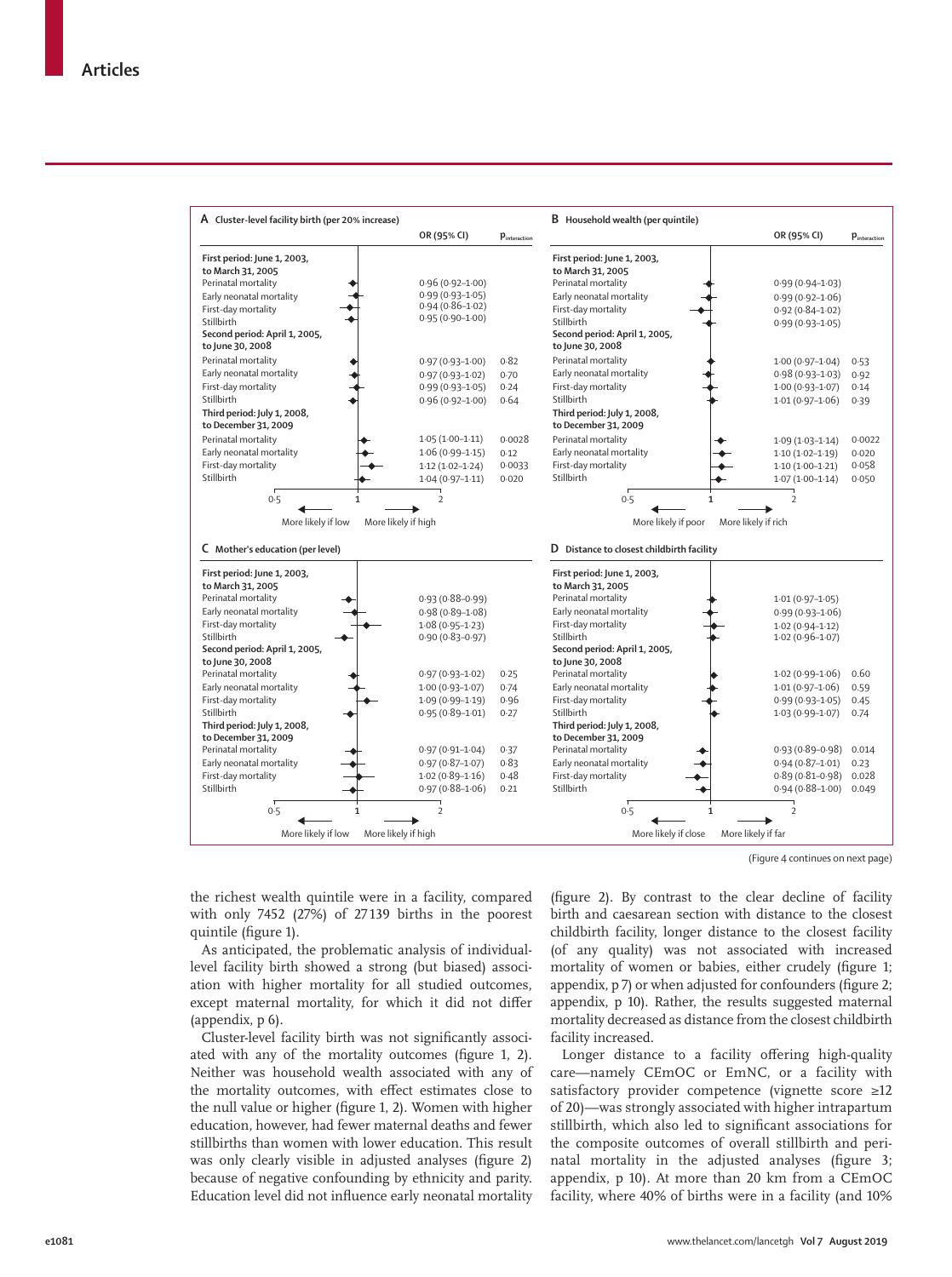**A Cluster-level facility birth (per 20% increase)**

| | OR (95% CI) | $P_{interaction}$ |
|---|---|---|
| **First period: June 1, 2003, to March 31, 2005** | | |
| Perinatal mortality | 0·96 (0·92–1·00) | |
| Early neonatal mortality | 0·99 (0·93–1·05) | |
| First-day mortality | 0·94 (0·86–1·02) | |
| Stillbirth | 0·95 (0·90–1·00) | |
| **Second period: April 1, 2005, to June 30, 2008** | | |
| Perinatal mortality | 0·97 (0·93–1·00) | 0·82 |
| Early neonatal mortality | 0·97 (0·93–1·02) | 0·70 |
| First-day mortality | 0·99 (0·93–1·05) | 0·24 |
| Stillbirth | 0·96 (0·92–1·00) | 0·64 |
| **Third period: July 1, 2008, to December 31, 2009** | | |
| Perinatal mortality | 1·05 (1·00–1·11) | 0·0028 |
| Early neonatal mortality | 1·06 (0·99–1·15) | 0·12 |
| First-day mortality | 1·12 (1·02–1·24) | 0·0033 |
| Stillbirth | 1·04 (0·97–1·11) | 0·020 |

More likely if low ← 0·5 – 1 – 2 → More likely if high

**B Household wealth (per quintile)**

| | OR (95% CI) | $P_{interaction}$ |
|---|---|---|
| **First period: June 1, 2003, to March 31, 2005** | | |
| Perinatal mortality | 0·99 (0·94–1·03) | |
| Early neonatal mortality | 0·99 (0·92–1·06) | |
| First-day mortality | 0·92 (0·84–1·02) | |
| Stillbirth | 0·99 (0·93–1·05) | |
| **Second period: April 1, 2005, to June 30, 2008** | | |
| Perinatal mortality | 1·00 (0·97–1·04) | 0·53 |
| Early neonatal mortality | 0·98 (0·93–1·03) | 0·92 |
| First-day mortality | 1·00 (0·93–1·07) | 0·14 |
| Stillbirth | 1·01 (0·97–1·06) | 0·39 |
| **Third period: July 1, 2008, to December 31, 2009** | | |
| Perinatal mortality | 1·09 (1·03–1·14) | 0·0022 |
| Early neonatal mortality | 1·10 (1·02–1·19) | 0·020 |
| First-day mortality | 1·10 (1·00–1·21) | 0·058 |
| Stillbirth | 1·07 (1·00–1·14) | 0·050 |

More likely if poor ← 0·5 – 1 – 2 → More likely if rich

**C Mother's education (per level)**

| | OR (95% CI) | $P_{interaction}$ |
|---|---|---|
| **First period: June 1, 2003, to March 31, 2005** | | |
| Perinatal mortality | 0·93 (0·88–0·99) | |
| Early neonatal mortality | 0·98 (0·89–1·08) | |
| First-day mortality | 1·08 (0·95–1·23) | |
| Stillbirth | 0·90 (0·83–0·97) | |
| **Second period: April 1, 2005, to June 30, 2008** | | |
| Perinatal mortality | 0·97 (0·93–1·02) | 0·25 |
| Early neonatal mortality | 1·00 (0·93–1·07) | 0·74 |
| First-day mortality | 1·09 (0·99–1·19) | 0·96 |
| Stillbirth | 0·95 (0·89–1·01) | 0·27 |
| **Third period: July 1, 2008, to December 31, 2009** | | |
| Perinatal mortality | 0·97 (0·91–1·04) | 0·37 |
| Early neonatal mortality | 0·97 (0·87–1·07) | 0·83 |
| First-day mortality | 1·02 (0·89–1·16) | 0·48 |
| Stillbirth | 0·97 (0·88–1·06) | 0·21 |

More likely if low ← 0·5 – 1 – 2 → More likely if high

**D Distance to closest childbirth facility**

| | OR (95% CI) | $P_{interaction}$ |
|---|---|---|
| **First period: June 1, 2003, to March 31, 2005** | | |
| Perinatal mortality | 1·01 (0·97–1·05) | |
| Early neonatal mortality | 0·99 (0·93–1·06) | |
| First-day mortality | 1·02 (0·94–1·12) | |
| Stillbirth | 1·02 (0·96–1·07) | |
| **Second period: April 1, 2005, to June 30, 2008** | | |
| Perinatal mortality | 1·02 (0·99–1·06) | 0·60 |
| Early neonatal mortality | 1·01 (0·97–1·06) | 0·59 |
| First-day mortality | 0·99 (0·93–1·05) | 0·45 |
| Stillbirth | 1·03 (0·99–1·07) | 0·74 |
| **Third period: July 1, 2008, to December 31, 2009** | | |
| Perinatal mortality | 0·93 (0·89–0·98) | 0·014 |
| Early neonatal mortality | 0·94 (0·87–1·01) | 0·23 |
| First-day mortality | 0·89 (0·81–0·98) | 0·028 |
| Stillbirth | 0·94 (0·88–1·00) | 0·049 |

More likely if close ← 0·5 – 1 – 2 → More likely if far

(Figure 4 continues on next page)

the richest wealth quintile were in a facility, compared with only 7452 (27%) of 27 139 births in the poorest quintile (figure 1).

As anticipated, the problematic analysis of individual-level facility birth showed a strong (but biased) association with higher mortality for all studied outcomes, except maternal mortality, for which it did not differ (appendix, p 6).

Cluster-level facility birth was not significantly associated with any of the mortality outcomes (figure 1, 2). Neither was household wealth associated with any of the mortality outcomes, with effect estimates close to the null value or higher (figure 1, 2). Women with higher education, however, had fewer maternal deaths and fewer stillbirths than women with lower education. This result was only clearly visible in adjusted analyses (figure 2) because of negative confounding by ethnicity and parity. Education level did not influence early neonatal mortality (figure 2). By contrast to the clear decline of facility birth and caesarean section with distance to the closest childbirth facility, longer distance to the closest facility (of any quality) was not associated with increased mortality of women or babies, either crudely (figure 1; appendix, p 7) or when adjusted for confounders (figure 2; appendix, p 10). Rather, the results suggested maternal mortality decreased as distance from the closest childbirth facility increased.

Longer distance to a facility offering high-quality care—namely CEmOC or EmNC, or a facility with satisfactory provider competence (vignette score ≥12 of 20)—was strongly associated with higher intrapartum stillbirth, which also led to significant associations for the composite outcomes of overall stillbirth and perinatal mortality in the adjusted analyses (figure 3; appendix, p 10). At more than 20 km from a CEmOC facility, where 40% of births were in a facility (and 10%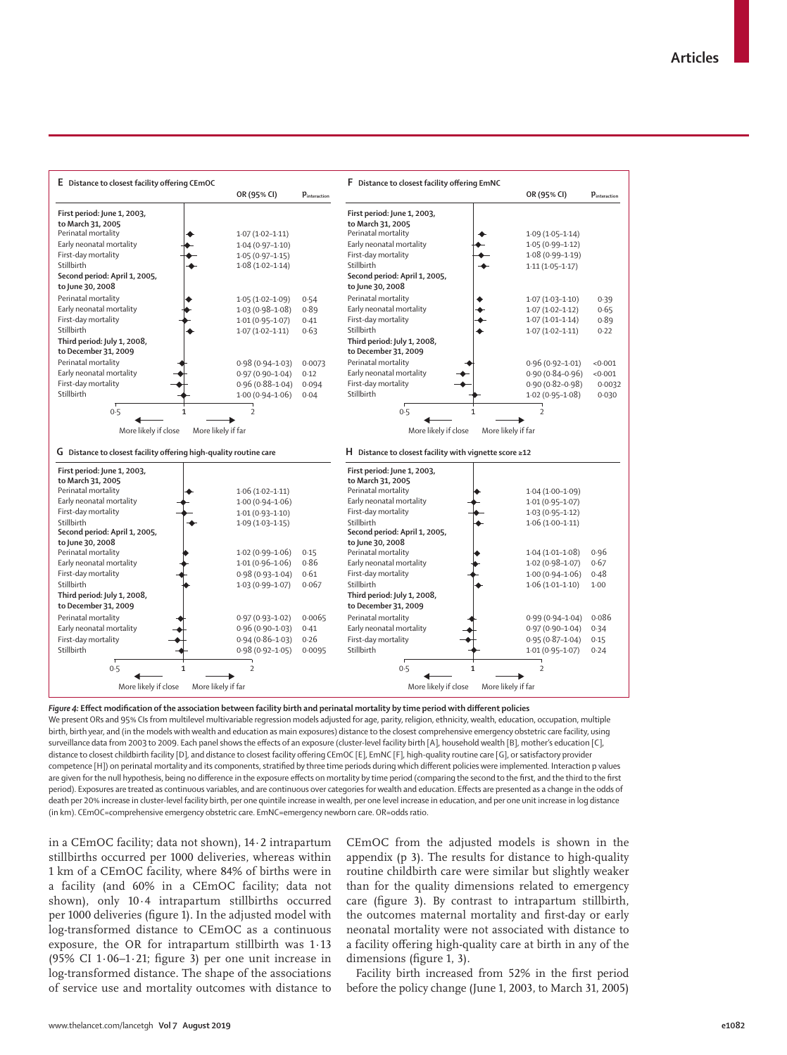**E Distance to closest facility offering CEmOC**

| | OR (95% CI) | $P_{interaction}$ |
|---|---|---|
| **First period: June 1, 2003, to March 31, 2005** | | |
| Perinatal mortality | 1·07 (1·02–1·11) | |
| Early neonatal mortality | 1·04 (0·97–1·10) | |
| First-day mortality | 1·05 (0·97–1·15) | |
| Stillbirth | 1·08 (1·02–1·14) | |
| **Second period: April 1, 2005, to June 30, 2008** | | |
| Perinatal mortality | 1·05 (1·02–1·09) | 0·54 |
| Early neonatal mortality | 1·03 (0·98–1·08) | 0·89 |
| First-day mortality | 1·01 (0·95–1·07) | 0·41 |
| Stillbirth | 1·07 (1·02–1·11) | 0·63 |
| **Third period: July 1, 2008, to December 31, 2009** | | |
| Perinatal mortality | 0·98 (0·94–1·03) | 0·0073 |
| Early neonatal mortality | 0·97 (0·90–1·04) | 0·12 |
| First-day mortality | 0·96 (0·88–1·04) | 0·094 |
| Stillbirth | 1·00 (0·94–1·06) | 0·04 |

**F Distance to closest facility offering EmNC**

| | OR (95% CI) | $P_{interaction}$ |
|---|---|---|
| **First period: June 1, 2003, to March 31, 2005** | | |
| Perinatal mortality | 1·09 (1·05–1·14) | |
| Early neonatal mortality | 1·05 (0·99–1·12) | |
| First-day mortality | 1·08 (0·99–1·19) | |
| Stillbirth | 1·11 (1·05–1·17) | |
| **Second period: April 1, 2005, to June 30, 2008** | | |
| Perinatal mortality | 1·07 (1·03–1·10) | 0·39 |
| Early neonatal mortality | 1·07 (1·02–1·12) | 0·65 |
| First-day mortality | 1·07 (1·01–1·14) | 0·89 |
| Stillbirth | 1·07 (1·02–1·11) | 0·22 |
| **Third period: July 1, 2008, to December 31, 2009** | | |
| Perinatal mortality | 0·96 (0·92–1·01) | <0·001 |
| Early neonatal mortality | 0·90 (0·84–0·96) | <0·001 |
| First-day mortality | 0·90 (0·82–0·98) | 0·0032 |
| Stillbirth | 1·02 (0·95–1·08) | 0·030 |

**G Distance to closest facility offering high-quality routine care**

| | OR (95% CI) | $P_{interaction}$ |
|---|---|---|
| **First period: June 1, 2003, to March 31, 2005** | | |
| Perinatal mortality | 1·06 (1·02–1·11) | |
| Early neonatal mortality | 1·00 (0·94–1·06) | |
| First-day mortality | 1·01 (0·93–1·10) | |
| Stillbirth | 1·09 (1·03–1·15) | |
| **Second period: April 1, 2005, to June 30, 2008** | | |
| Perinatal mortality | 1·02 (0·99–1·06) | 0·15 |
| Early neonatal mortality | 1·01 (0·96–1·06) | 0·86 |
| First-day mortality | 0·98 (0·93–1·04) | 0·61 |
| Stillbirth | 1·03 (0·99–1·07) | 0·067 |
| **Third period: July 1, 2008, to December 31, 2009** | | |
| Perinatal mortality | 0·97 (0·93–1·02) | 0·0065 |
| Early neonatal mortality | 0·96 (0·90–1·03) | 0·41 |
| First-day mortality | 0·94 (0·86–1·03) | 0·26 |
| Stillbirth | 0·98 (0·92–1·05) | 0·0095 |

**H Distance to closest facility with vignette score ≥12**

| | OR (95% CI) | $P_{interaction}$ |
|---|---|---|
| **First period: June 1, 2003, to March 31, 2005** | | |
| Perinatal mortality | 1·04 (1·00–1·09) | |
| Early neonatal mortality | 1·01 (0·95–1·07) | |
| First-day mortality | 1·03 (0·95–1·12) | |
| Stillbirth | 1·06 (1·00–1·11) | |
| **Second period: April 1, 2005, to June 30, 2008** | | |
| Perinatal mortality | 1·04 (1·01–1·08) | 0·96 |
| Early neonatal mortality | 1·02 (0·98–1·07) | 0·67 |
| First-day mortality | 1·00 (0·94–1·06) | 0·48 |
| Stillbirth | 1·06 (1·01–1·10) | 1·00 |
| **Third period: July 1, 2008, to December 31, 2009** | | |
| Perinatal mortality | 0·99 (0·94–1·04) | 0·086 |
| Early neonatal mortality | 0·97 (0·90–1·04) | 0·34 |
| First-day mortality | 0·95 (0·87–1·04) | 0·15 |
| Stillbirth | 1·01 (0·95–1·07) | 0·24 |

(Axis: 0·5 – 1 – 2; ← More likely if close | More likely if far →)

*Figure 4:* **Effect modification of the association between facility birth and perinatal mortality by time period with different policies**

We present ORs and 95% CIs from multilevel multivariable regression models adjusted for age, parity, religion, ethnicity, wealth, education, occupation, multiple birth, birth year, and (in the models with wealth and education as main exposures) distance to the closest comprehensive emergency obstetric care facility, using surveillance data from 2003 to 2009. Each panel shows the effects of an exposure (cluster-level facility birth [A], household wealth [B], mother's education [C], distance to closest childbirth facility [D], and distance to closest facility offering CEmOC [E], EmNC [F], high-quality routine care [G], or satisfactory provider competence [H]) on perinatal mortality and its components, stratified by three time periods during which different policies were implemented. Interaction p values are given for the null hypothesis, being no difference in the exposure effects on mortality by time period (comparing the second to the first, and the third to the first period). Exposures are treated as continuous variables, and are continuous over categories for wealth and education. Effects are presented as a change in the odds of death per 20% increase in cluster-level facility birth, per one quintile increase in wealth, per one level increase in education, and per one unit increase in log distance (in km). CEmOC=comprehensive emergency obstetric care. EmNC=emergency newborn care. OR=odds ratio.

in a CEmOC facility; data not shown), 14·2 intrapartum stillbirths occurred per 1000 deliveries, whereas within 1 km of a CEmOC facility, where 84% of births were in a facility (and 60% in a CEmOC facility; data not shown), only 10·4 intrapartum stillbirths occurred per 1000 deliveries (figure 1). In the adjusted model with log-transformed distance to CEmOC as a continuous exposure, the OR for intrapartum stillbirth was 1·13 (95% CI 1·06–1·21; figure 3) per one unit increase in log-transformed distance. The shape of the associations of service use and mortality outcomes with distance to CEmOC from the adjusted models is shown in the appendix (p 3). The results for distance to high-quality routine childbirth care were similar but slightly weaker than for the quality dimensions related to emergency care (figure 3). By contrast to intrapartum stillbirth, the outcomes maternal mortality and first-day or early neonatal mortality were not associated with distance to a facility offering high-quality care at birth in any of the dimensions (figure 1, 3).

Facility birth increased from 52% in the first period before the policy change (June 1, 2003, to March 31, 2005)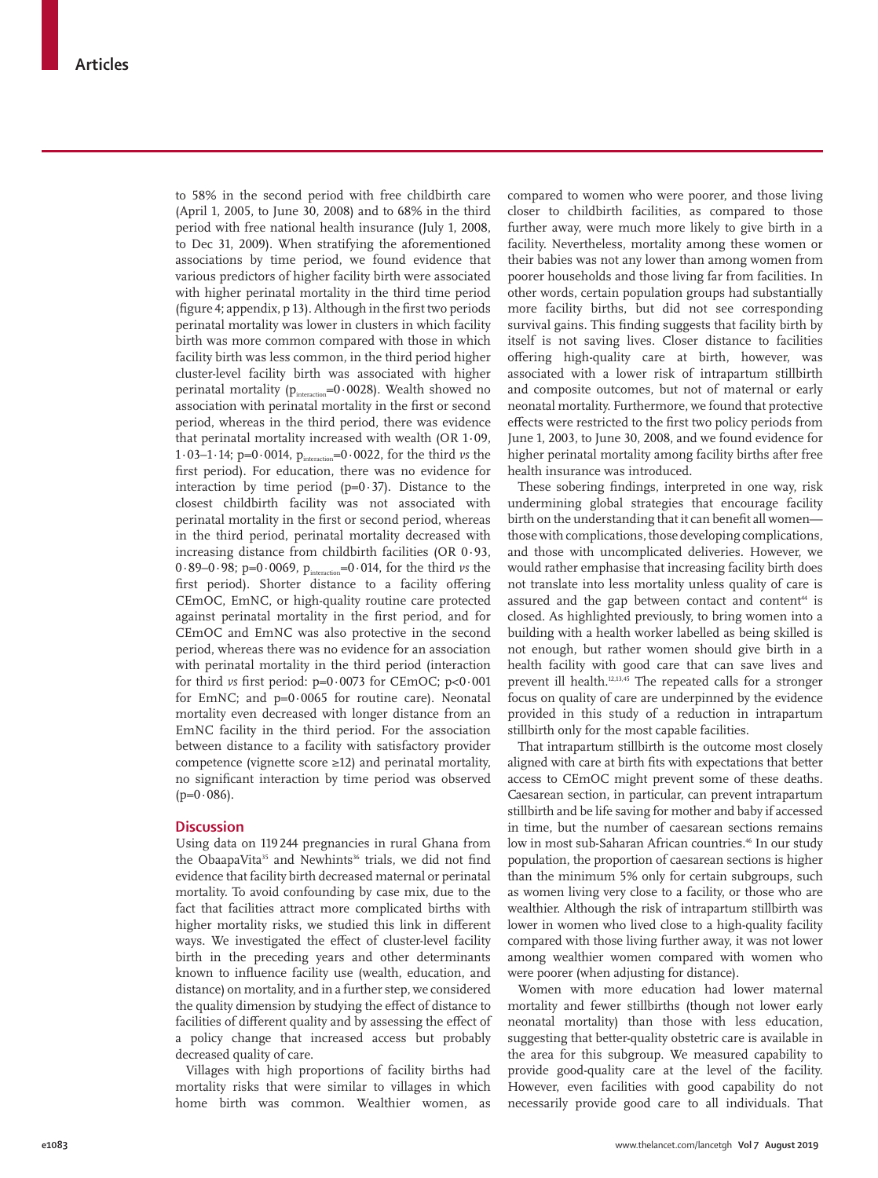to 58% in the second period with free childbirth care (April 1, 2005, to June 30, 2008) and to 68% in the third period with free national health insurance (July 1, 2008, to Dec 31, 2009). When stratifying the aforementioned associations by time period, we found evidence that various predictors of higher facility birth were associated with higher perinatal mortality in the third time period (figure 4; appendix, p 13). Although in the first two periods perinatal mortality was lower in clusters in which facility birth was more common compared with those in which facility birth was less common, in the third period higher cluster-level facility birth was associated with higher perinatal mortality ($p_{interaction}$=0·0028). Wealth showed no association with perinatal mortality in the first or second period, whereas in the third period, there was evidence that perinatal mortality increased with wealth (OR 1·09, 1·03–1·14; p=0·0014, $p_{interaction}$=0·0022, for the third *vs* the first period). For education, there was no evidence for interaction by time period (p=0·37). Distance to the closest childbirth facility was not associated with perinatal mortality in the first or second period, whereas in the third period, perinatal mortality decreased with increasing distance from childbirth facilities (OR 0·93, 0·89–0·98; p=0·0069, $p_{interaction}$=0·014, for the third *vs* the first period). Shorter distance to a facility offering CEmOC, EmNC, or high-quality routine care protected against perinatal mortality in the first period, and for CEmOC and EmNC was also protective in the second period, whereas there was no evidence for an association with perinatal mortality in the third period (interaction for third *vs* first period: p=0·0073 for CEmOC; p<0·001 for EmNC; and p=0·0065 for routine care). Neonatal mortality even decreased with longer distance from an EmNC facility in the third period. For the association between distance to a facility with satisfactory provider competence (vignette score ≥12) and perinatal mortality, no significant interaction by time period was observed (p=0·086).

## Discussion

Using data on 119 244 pregnancies in rural Ghana from the ObaapaVita[35] and Newhints[36] trials, we did not find evidence that facility birth decreased maternal or perinatal mortality. To avoid confounding by case mix, due to the fact that facilities attract more complicated births with higher mortality risks, we studied this link in different ways. We investigated the effect of cluster-level facility birth in the preceding years and other determinants known to influence facility use (wealth, education, and distance) on mortality, and in a further step, we considered the quality dimension by studying the effect of distance to facilities of different quality and by assessing the effect of a policy change that increased access but probably decreased quality of care.

Villages with high proportions of facility births had mortality risks that were similar to villages in which home birth was common. Wealthier women, as compared to women who were poorer, and those living closer to childbirth facilities, as compared to those further away, were much more likely to give birth in a facility. Nevertheless, mortality among these women or their babies was not any lower than among women from poorer households and those living far from facilities. In other words, certain population groups had substantially more facility births, but did not see corresponding survival gains. This finding suggests that facility birth by itself is not saving lives. Closer distance to facilities offering high-quality care at birth, however, was associated with a lower risk of intrapartum stillbirth and composite outcomes, but not of maternal or early neonatal mortality. Furthermore, we found that protective effects were restricted to the first two policy periods from June 1, 2003, to June 30, 2008, and we found evidence for higher perinatal mortality among facility births after free health insurance was introduced.

These sobering findings, interpreted in one way, risk undermining global strategies that encourage facility birth on the understanding that it can benefit all women—those with complications, those developing complications, and those with uncomplicated deliveries. However, we would rather emphasise that increasing facility birth does not translate into less mortality unless quality of care is assured and the gap between contact and content[44] is closed. As highlighted previously, to bring women into a building with a health worker labelled as being skilled is not enough, but rather women should give birth in a health facility with good care that can save lives and prevent ill health.[12,13,45] The repeated calls for a stronger focus on quality of care are underpinned by the evidence provided in this study of a reduction in intrapartum stillbirth only for the most capable facilities.

That intrapartum stillbirth is the outcome most closely aligned with care at birth fits with expectations that better access to CEmOC might prevent some of these deaths. Caesarean section, in particular, can prevent intrapartum stillbirth and be life saving for mother and baby if accessed in time, but the number of caesarean sections remains low in most sub-Saharan African countries.[46] In our study population, the proportion of caesarean sections is higher than the minimum 5% only for certain subgroups, such as women living very close to a facility, or those who are wealthier. Although the risk of intrapartum stillbirth was lower in women who lived close to a high-quality facility compared with those living further away, it was not lower among wealthier women compared with women who were poorer (when adjusting for distance).

Women with more education had lower maternal mortality and fewer stillbirths (though not lower early neonatal mortality) than those with less education, suggesting that better-quality obstetric care is available in the area for this subgroup. We measured capability to provide good-quality care at the level of the facility. However, even facilities with good capability do not necessarily provide good care to all individuals. That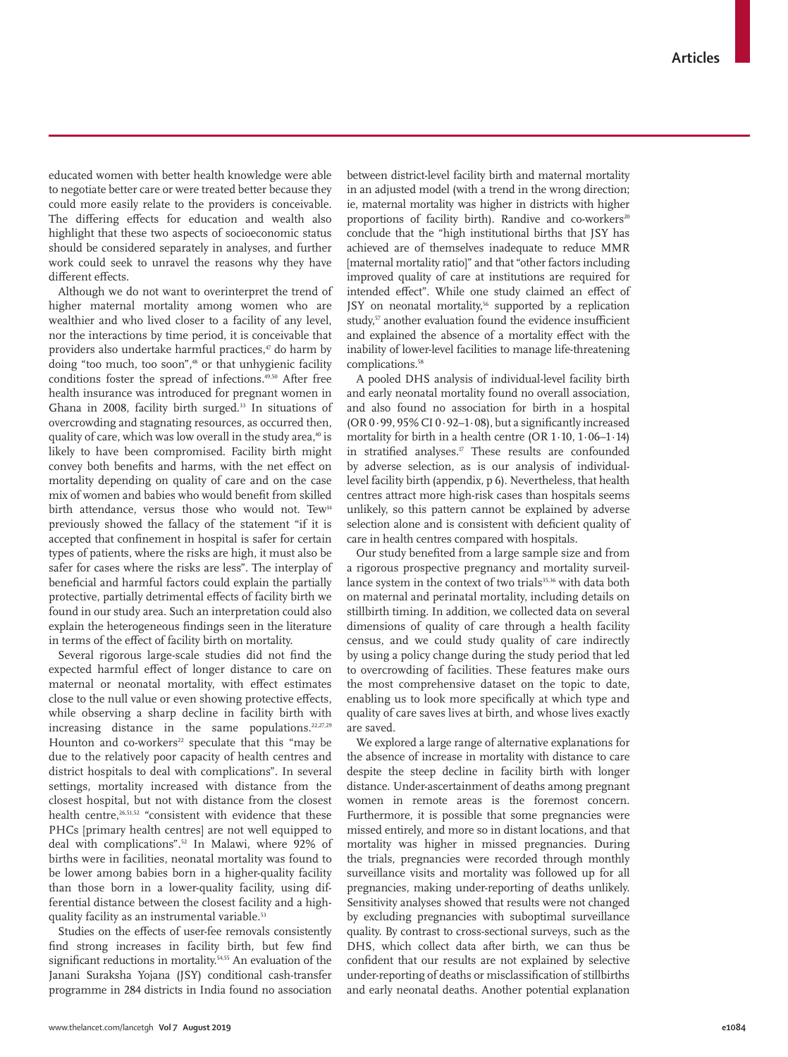educated women with better health knowledge were able to negotiate better care or were treated better because they could more easily relate to the providers is conceivable. The differing effects for education and wealth also highlight that these two aspects of socioeconomic status should be considered separately in analyses, and further work could seek to unravel the reasons why they have different effects.

Although we do not want to overinterpret the trend of higher maternal mortality among women who are wealthier and who lived closer to a facility of any level, nor the interactions by time period, it is conceivable that providers also undertake harmful practices,[47] do harm by doing "too much, too soon",[48] or that unhygienic facility conditions foster the spread of infections.[49,50] After free health insurance was introduced for pregnant women in Ghana in 2008, facility birth surged.[33] In situations of overcrowding and stagnating resources, as occurred then, quality of care, which was low overall in the study area,[40] is likely to have been compromised. Facility birth might convey both benefits and harms, with the net effect on mortality depending on quality of care and on the case mix of women and babies who would benefit from skilled birth attendance, versus those who would not. Tew[14] previously showed the fallacy of the statement "if it is accepted that confinement in hospital is safer for certain types of patients, where the risks are high, it must also be safer for cases where the risks are less". The interplay of beneficial and harmful factors could explain the partially protective, partially detrimental effects of facility birth we found in our study area. Such an interpretation could also explain the heterogeneous findings seen in the literature in terms of the effect of facility birth on mortality.

Several rigorous large-scale studies did not find the expected harmful effect of longer distance to care on maternal or neonatal mortality, with effect estimates close to the null value or even showing protective effects, while observing a sharp decline in facility birth with increasing distance in the same populations.[22,27,29] Hounton and co-workers[22] speculate that this "may be due to the relatively poor capacity of health centres and district hospitals to deal with complications". In several settings, mortality increased with distance from the closest hospital, but not with distance from the closest health centre,[26,51,52] "consistent with evidence that these PHCs [primary health centres] are not well equipped to deal with complications".[52] In Malawi, where 92% of births were in facilities, neonatal mortality was found to be lower among babies born in a higher-quality facility than those born in a lower-quality facility, using differential distance between the closest facility and a high-quality facility as an instrumental variable.[53]

Studies on the effects of user-fee removals consistently find strong increases in facility birth, but few find significant reductions in mortality.[54,55] An evaluation of the Janani Suraksha Yojana (JSY) conditional cash-transfer programme in 284 districts in India found no association between district-level facility birth and maternal mortality in an adjusted model (with a trend in the wrong direction; ie, maternal mortality was higher in districts with higher proportions of facility birth). Randive and co-workers[20] conclude that the "high institutional births that JSY has achieved are of themselves inadequate to reduce MMR [maternal mortality ratio]" and that "other factors including improved quality of care at institutions are required for intended effect". While one study claimed an effect of JSY on neonatal mortality,[56] supported by a replication study,[57] another evaluation found the evidence insufficient and explained the absence of a mortality effect with the inability of lower-level facilities to manage life-threatening complications.[58]

A pooled DHS analysis of individual-level facility birth and early neonatal mortality found no overall association, and also found no association for birth in a hospital (OR 0·99, 95% CI 0·92–1·08), but a significantly increased mortality for birth in a health centre (OR 1·10, 1·06–1·14) in stratified analyses.[17] These results are confounded by adverse selection, as is our analysis of individual-level facility birth (appendix, p 6). Nevertheless, that health centres attract more high-risk cases than hospitals seems unlikely, so this pattern cannot be explained by adverse selection alone and is consistent with deficient quality of care in health centres compared with hospitals.

Our study benefited from a large sample size and from a rigorous prospective pregnancy and mortality surveillance system in the context of two trials[35,36] with data both on maternal and perinatal mortality, including details on stillbirth timing. In addition, we collected data on several dimensions of quality of care through a health facility census, and we could study quality of care indirectly by using a policy change during the study period that led to overcrowding of facilities. These features make ours the most comprehensive dataset on the topic to date, enabling us to look more specifically at which type and quality of care saves lives at birth, and whose lives exactly are saved.

We explored a large range of alternative explanations for the absence of increase in mortality with distance to care despite the steep decline in facility birth with longer distance. Under-ascertainment of deaths among pregnant women in remote areas is the foremost concern. Furthermore, it is possible that some pregnancies were missed entirely, and more so in distant locations, and that mortality was higher in missed pregnancies. During the trials, pregnancies were recorded through monthly surveillance visits and mortality was followed up for all pregnancies, making under-reporting of deaths unlikely. Sensitivity analyses showed that results were not changed by excluding pregnancies with suboptimal surveillance quality. By contrast to cross-sectional surveys, such as the DHS, which collect data after birth, we can thus be confident that our results are not explained by selective under-reporting of deaths or misclassification of stillbirths and early neonatal deaths. Another potential explanation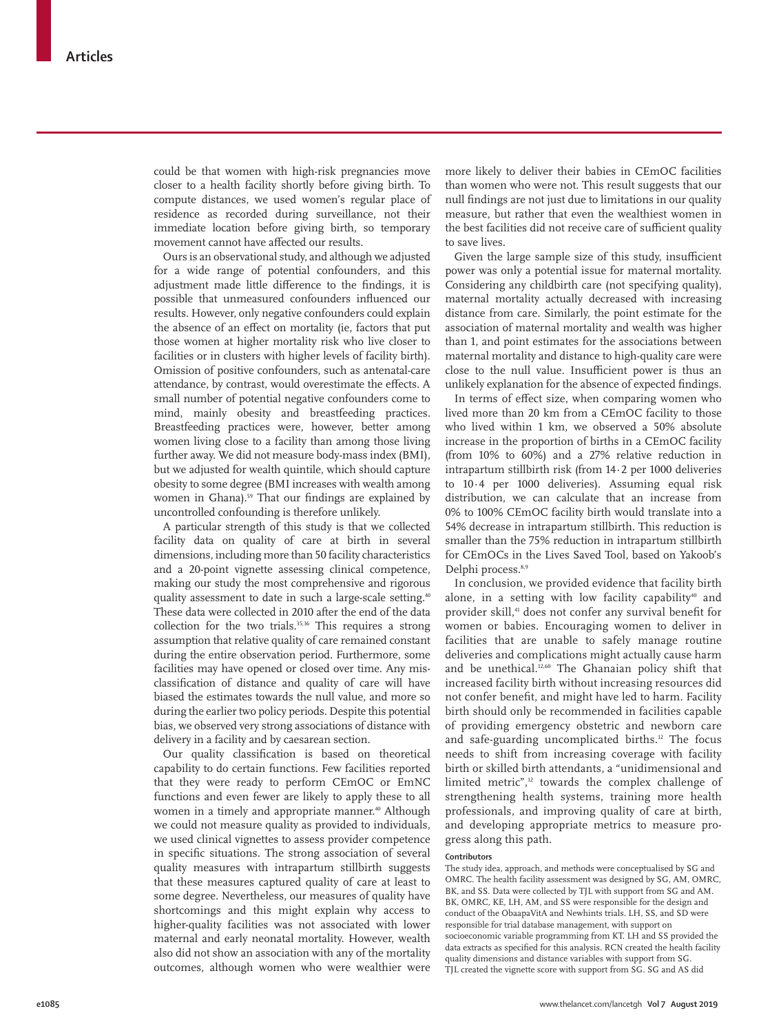could be that women with high-risk pregnancies move closer to a health facility shortly before giving birth. To compute distances, we used women's regular place of residence as recorded during surveillance, not their immediate location before giving birth, so temporary movement cannot have affected our results.

Ours is an observational study, and although we adjusted for a wide range of potential confounders, and this adjustment made little difference to the findings, it is possible that unmeasured confounders influenced our results. However, only negative confounders could explain the absence of an effect on mortality (ie, factors that put those women at higher mortality risk who live closer to facilities or in clusters with higher levels of facility birth). Omission of positive confounders, such as antenatal-care attendance, by contrast, would overestimate the effects. A small number of potential negative confounders come to mind, mainly obesity and breastfeeding practices. Breastfeeding practices were, however, better among women living close to a facility than among those living further away. We did not measure body-mass index (BMI), but we adjusted for wealth quintile, which should capture obesity to some degree (BMI increases with wealth among women in Ghana).[59] That our findings are explained by uncontrolled confounding is therefore unlikely.

A particular strength of this study is that we collected facility data on quality of care at birth in several dimensions, including more than 50 facility characteristics and a 20-point vignette assessing clinical competence, making our study the most comprehensive and rigorous quality assessment to date in such a large-scale setting.[40] These data were collected in 2010 after the end of the data collection for the two trials.[35,36] This requires a strong assumption that relative quality of care remained constant during the entire observation period. Furthermore, some facilities may have opened or closed over time. Any misclassification of distance and quality of care will have biased the estimates towards the null value, and more so during the earlier two policy periods. Despite this potential bias, we observed very strong associations of distance with delivery in a facility and by caesarean section.

Our quality classification is based on theoretical capability to do certain functions. Few facilities reported that they were ready to perform CEmOC or EmNC functions and even fewer are likely to apply these to all women in a timely and appropriate manner.[40] Although we could not measure quality as provided to individuals, we used clinical vignettes to assess provider competence in specific situations. The strong association of several quality measures with intrapartum stillbirth suggests that these measures captured quality of care at least to some degree. Nevertheless, our measures of quality have shortcomings and this might explain why access to higher-quality facilities was not associated with lower maternal and early neonatal mortality. However, wealth also did not show an association with any of the mortality outcomes, although women who were wealthier were more likely to deliver their babies in CEmOC facilities than women who were not. This result suggests that our null findings are not just due to limitations in our quality measure, but rather that even the wealthiest women in the best facilities did not receive care of sufficient quality to save lives.

Given the large sample size of this study, insufficient power was only a potential issue for maternal mortality. Considering any childbirth care (not specifying quality), maternal mortality actually decreased with increasing distance from care. Similarly, the point estimate for the association of maternal mortality and wealth was higher than 1, and point estimates for the associations between maternal mortality and distance to high-quality care were close to the null value. Insufficient power is thus an unlikely explanation for the absence of expected findings.

In terms of effect size, when comparing women who lived more than 20 km from a CEmOC facility to those who lived within 1 km, we observed a 50% absolute increase in the proportion of births in a CEmOC facility (from 10% to 60%) and a 27% relative reduction in intrapartum stillbirth risk (from 14·2 per 1000 deliveries to 10·4 per 1000 deliveries). Assuming equal risk distribution, we can calculate that an increase from 0% to 100% CEmOC facility birth would translate into a 54% decrease in intrapartum stillbirth. This reduction is smaller than the 75% reduction in intrapartum stillbirth for CEmOCs in the Lives Saved Tool, based on Yakoob's Delphi process.[8,9]

In conclusion, we provided evidence that facility birth alone, in a setting with low facility capability[40] and provider skill,[41] does not confer any survival benefit for women or babies. Encouraging women to deliver in facilities that are unable to safely manage routine deliveries and complications might actually cause harm and be unethical.[12,60] The Ghanaian policy shift that increased facility birth without increasing resources did not confer benefit, and might have led to harm. Facility birth should only be recommended in facilities capable of providing emergency obstetric and newborn care and safe-guarding uncomplicated births.[12] The focus needs to shift from increasing coverage with facility birth or skilled birth attendants, a "unidimensional and limited metric",[12] towards the complex challenge of strengthening health systems, training more health professionals, and improving quality of care at birth, and developing appropriate metrics to measure progress along this path.

#### Contributors

The study idea, approach, and methods were conceptualised by SG and OMRC. The health facility assessment was designed by SG, AM, OMRC, BK, and SS. Data were collected by TJL with support from SG and AM. BK, OMRC, KE, LH, AM, and SS were responsible for the design and conduct of the ObaapaVitA and Newhints trials. LH, SS, and SD were responsible for trial database management, with support on socioeconomic variable programming from KT. LH and SS provided the data extracts as specified for this analysis. RCN created the health facility quality dimensions and distance variables with support from SG. TJL created the vignette score with support from SG. SG and AS did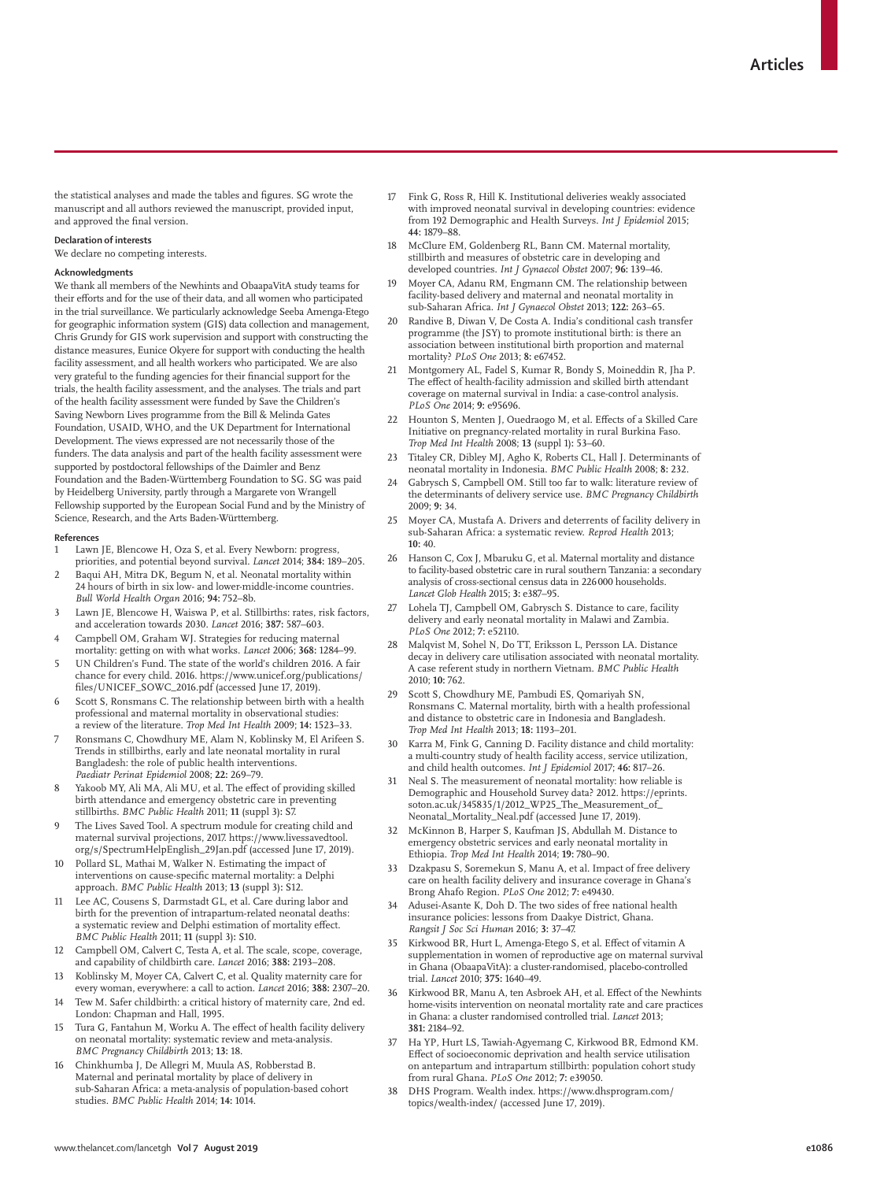the statistical analyses and made the tables and figures. SG wrote the manuscript and all authors reviewed the manuscript, provided input, and approved the final version.

#### Declaration of interests

We declare no competing interests.

#### Acknowledgments

We thank all members of the Newhints and ObaapaVitA study teams for their efforts and for the use of their data, and all women who participated in the trial surveillance. We particularly acknowledge Seeba Amenga-Etego for geographic information system (GIS) data collection and management, Chris Grundy for GIS work supervision and support with constructing the distance measures, Eunice Okyere for support with conducting the health facility assessment, and all health workers who participated. We are also very grateful to the funding agencies for their financial support for the trials, the health facility assessment, and the analyses. The trials and part of the health facility assessment were funded by Save the Children's Saving Newborn Lives programme from the Bill & Melinda Gates Foundation, USAID, WHO, and the UK Department for International Development. The views expressed are not necessarily those of the funders. The data analysis and part of the health facility assessment were supported by postdoctoral fellowships of the Daimler and Benz Foundation and the Baden-Württemberg Foundation to SG. SG was paid by Heidelberg University, partly through a Margarete von Wrangell Fellowship supported by the European Social Fund and by the Ministry of Science, Research, and the Arts Baden-Württemberg.

#### References

1. Lawn JE, Blencowe H, Oza S, et al. Every Newborn: progress, priorities, and potential beyond survival. *Lancet* 2014; **384:** 189–205.
2. Baqui AH, Mitra DK, Begum N, et al. Neonatal mortality within 24 hours of birth in six low- and lower-middle-income countries. *Bull World Health Organ* 2016; **94:** 752–8b.
3. Lawn JE, Blencowe H, Waiswa P, et al. Stillbirths: rates, risk factors, and acceleration towards 2030. *Lancet* 2016; **387:** 587–603.
4. Campbell OM, Graham WJ. Strategies for reducing maternal mortality: getting on with what works. *Lancet* 2006; **368:** 1284–99.
5. UN Children's Fund. The state of the world's children 2016. A fair chance for every child. 2016. https://www.unicef.org/publications/files/UNICEF_SOWC_2016.pdf (accessed June 17, 2019).
6. Scott S, Ronsmans C. The relationship between birth with a health professional and maternal mortality in observational studies: a review of the literature. *Trop Med Int Health* 2009; **14:** 1523–33.
7. Ronsmans C, Chowdhury ME, Alam N, Koblinsky M, El Arifeen S. Trends in stillbirths, early and late neonatal mortality in rural Bangladesh: the role of public health interventions. *Paediatr Perinat Epidemiol* 2008; **22:** 269–79.
8. Yakoob MY, Ali MA, Ali MU, et al. The effect of providing skilled birth attendance and emergency obstetric care in preventing stillbirths. *BMC Public Health* 2011; **11** (suppl 3)**:** S7.
9. The Lives Saved Tool. A spectrum module for creating child and maternal survival projections, 2017. https://www.livessavedtool.org/s/SpectrumHelpEnglish_29Jan.pdf (accessed June 17, 2019).
10. Pollard SL, Mathai M, Walker N. Estimating the impact of interventions on cause-specific maternal mortality: a Delphi approach. *BMC Public Health* 2013; **13** (suppl 3)**:** S12.
11. Lee AC, Cousens S, Darmstadt GL, et al. Care during labor and birth for the prevention of intrapartum-related neonatal deaths: a systematic review and Delphi estimation of mortality effect. *BMC Public Health* 2011; **11** (suppl 3)**:** S10.
12. Campbell OM, Calvert C, Testa A, et al. The scale, scope, coverage, and capability of childbirth care. *Lancet* 2016; **388:** 2193–208.
13. Koblinsky M, Moyer CA, Calvert C, et al. Quality maternity care for every woman, everywhere: a call to action. *Lancet* 2016; **388:** 2307–20.
14. Tew M. Safer childbirth: a critical history of maternity care, 2nd ed. London: Chapman and Hall, 1995.
15. Tura G, Fantahun M, Worku A. The effect of health facility delivery on neonatal mortality: systematic review and meta-analysis. *BMC Pregnancy Childbirth* 2013; **13:** 18.
16. Chinkhumba J, De Allegri M, Muula AS, Robberstad B. Maternal and perinatal mortality by place of delivery in sub-Saharan Africa: a meta-analysis of population-based cohort studies. *BMC Public Health* 2014; **14:** 1014.
17. Fink G, Ross R, Hill K. Institutional deliveries weakly associated with improved neonatal survival in developing countries: evidence from 192 Demographic and Health Surveys. *Int J Epidemiol* 2015; **44:** 1879–88.
18. McClure EM, Goldenberg RL, Bann CM. Maternal mortality, stillbirth and measures of obstetric care in developing and developed countries. *Int J Gynaecol Obstet* 2007; **96:** 139–46.
19. Moyer CA, Adanu RM, Engmann CM. The relationship between facility-based delivery and maternal and neonatal mortality in sub-Saharan Africa. *Int J Gynaecol Obstet* 2013; **122:** 263–65.
20. Randive B, Diwan V, De Costa A. India's conditional cash transfer programme (the JSY) to promote institutional birth: is there an association between institutional birth proportion and maternal mortality? *PLoS One* 2013; **8:** e67452.
21. Montgomery AL, Fadel S, Kumar R, Bondy S, Moineddin R, Jha P. The effect of health-facility admission and skilled birth attendant coverage on maternal survival in India: a case-control analysis. *PLoS One* 2014; **9:** e95696.
22. Hounton S, Menten J, Ouedraogo M, et al. Effects of a Skilled Care Initiative on pregnancy-related mortality in rural Burkina Faso. *Trop Med Int Health* 2008; **13** (suppl 1)**:** 53–60.
23. Titaley CR, Dibley MJ, Agho K, Roberts CL, Hall J. Determinants of neonatal mortality in Indonesia. *BMC Public Health* 2008; **8:** 232.
24. Gabrysch S, Campbell OM. Still too far to walk: literature review of the determinants of delivery service use. *BMC Pregnancy Childbirth* 2009; **9:** 34.
25. Moyer CA, Mustafa A. Drivers and deterrents of facility delivery in sub-Saharan Africa: a systematic review. *Reprod Health* 2013; **10:** 40.
26. Hanson C, Cox J, Mbaruku G, et al. Maternal mortality and distance to facility-based obstetric care in rural southern Tanzania: a secondary analysis of cross-sectional census data in 226 000 households. *Lancet Glob Health* 2015; **3:** e387–95.
27. Lohela TJ, Campbell OM, Gabrysch S. Distance to care, facility delivery and early neonatal mortality in Malawi and Zambia. *PLoS One* 2012; **7:** e52110.
28. Malqvist M, Sohel N, Do TT, Eriksson L, Persson LA. Distance decay in delivery care utilisation associated with neonatal mortality. A case referent study in northern Vietnam. *BMC Public Health* 2010; **10:** 762.
29. Scott S, Chowdhury ME, Pambudi ES, Qomariyah SN, Ronsmans C. Maternal mortality, birth with a health professional and distance to obstetric care in Indonesia and Bangladesh. *Trop Med Int Health* 2013; **18:** 1193–201.
30. Karra M, Fink G, Canning D. Facility distance and child mortality: a multi-country study of health facility access, service utilization, and child health outcomes. *Int J Epidemiol* 2017; **46:** 817–26.
31. Neal S. The measurement of neonatal mortality: how reliable is Demographic and Household Survey data? 2012. https://eprints.soton.ac.uk/345835/1/2012_WP25_The_Measurement_of_Neonatal_Mortality_Neal.pdf (accessed June 17, 2019).
32. McKinnon B, Harper S, Kaufman JS, Abdullah M. Distance to emergency obstetric services and early neonatal mortality in Ethiopia. *Trop Med Int Health* 2014; **19:** 780–90.
33. Dzakpasu S, Soremekun S, Manu A, et al. Impact of free delivery care on health facility delivery and insurance coverage in Ghana's Brong Ahafo Region. *PLoS One* 2012; **7:** e49430.
34. Adusei-Asante K, Doh D. The two sides of free national health insurance policies: lessons from Daakye District, Ghana. *Rangsit J Soc Sci Human* 2016; **3:** 37–47.
35. Kirkwood BR, Hurt L, Amenga-Etego S, et al. Effect of vitamin A supplementation in women of reproductive age on maternal survival in Ghana (ObaapaVitA): a cluster-randomised, placebo-controlled trial. *Lancet* 2010; **375:** 1640–49.
36. Kirkwood BR, Manu A, ten Asbroek AH, et al. Effect of the Newhints home-visits intervention on neonatal mortality rate and care practices in Ghana: a cluster randomised controlled trial. *Lancet* 2013; **381:** 2184–92.
37. Ha YP, Hurt LS, Tawiah-Agyemang C, Kirkwood BR, Edmond KM. Effect of socioeconomic deprivation and health service utilisation on antepartum and intrapartum stillbirth: population cohort study from rural Ghana. *PLoS One* 2012; **7:** e39050.
38. DHS Program. Wealth index. https://www.dhsprogram.com/topics/wealth-index/ (accessed June 17, 2019).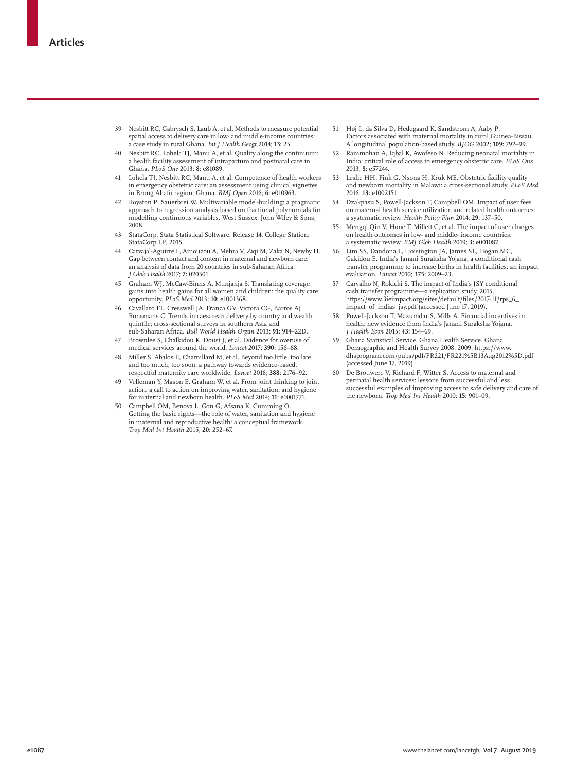39 Nesbitt RC, Gabrysch S, Laub A, et al. Methods to measure potential spatial access to delivery care in low- and middle-income countries: a case study in rural Ghana. *Int J Health Geogr* 2014; **13:** 25.

40 Nesbitt RC, Lohela TJ, Manu A, et al. Quality along the continuum: a health facility assessment of intrapartum and postnatal care in Ghana. *PLoS One* 2013; **8:** e81089.

41 Lohela TJ, Nesbitt RC, Manu A, et al. Competence of health workers in emergency obstetric care: an assessment using clinical vignettes in Brong Ahafo region, Ghana. *BMJ Open* 2016; **6:** e010963.

42 Royston P, Sauerbrei W. Multivariable model-building: a pragmatic approach to regression analysis based on fractional polynomials for modelling continuous variables. West Sussex: John Wiley & Sons, 2008.

43 StataCorp. Stata Statistical Software: Release 14. College Station: StataCorp LP, 2015.

44 Carvajal-Aguirre L, Amouzou A, Mehra V, Ziqi M, Zaka N, Newby H. Gap between contact and content in maternal and newborn care: an analysis of data from 20 countries in sub-Saharan Africa. *J Glob Health* 2017; **7:** 020501.

45 Graham WJ, McCaw-Binns A, Munjanja S. Translating coverage gains into health gains for all women and children: the quality care opportunity. *PLoS Med* 2013; **10:** e1001368.

46 Cavallaro FL, Cresswell JA, Franca GV, Victora CG, Barros AJ, Ronsmans C. Trends in caesarean delivery by country and wealth quintile: cross-sectional surveys in southern Asia and sub-Saharan Africa. *Bull World Health Organ* 2013; **91:** 914–22D.

47 Brownlee S, Chalkidou K, Doust J, et al. Evidence for overuse of medical services around the world. *Lancet* 2017; **390:** 156–68.

48 Miller S, Abalos E, Chamillard M, et al. Beyond too little, too late and too much, too soon: a pathway towards evidence-based, respectful maternity care worldwide. *Lancet* 2016; **388:** 2176–92.

49 Velleman Y, Mason E, Graham W, et al. From joint thinking to joint action: a call to action on improving water, sanitation, and hygiene for maternal and newborn health. *PLoS Med* 2014; **11:** e1001771.

50 Campbell OM, Benova L, Gon G, Afsana K, Cumming O. Getting the basic rights—the role of water, sanitation and hygiene in maternal and reproductive health: a conceptual framework. *Trop Med Int Health* 2015; **20:** 252–67.

51 Høj L, da Silva D, Hedegaard K, Sandstrom A, Aaby P. Factors associated with maternal mortality in rural Guinea-Bissau. A longitudinal population-based study. *BJOG* 2002; **109:** 792–99.

52 Rammohan A, Iqbal K, Awofeso N. Reducing neonatal mortality in India: critical role of access to emergency obstetric care. *PLoS One* 2013; **8:** e57244.

53 Leslie HH, Fink G, Nsona H, Kruk ME. Obstetric facility quality and newborn mortality in Malawi: a cross-sectional study. *PLoS Med* 2016; **13:** e1002151.

54 Dzakpasu S, Powell-Jackson T, Campbell OM. Impact of user fees on maternal health service utilization and related health outcomes: a systematic review. *Health Policy Plan* 2014; **29:** 137–50.

55 Mengqi Qin V, Hone T, Millett C, et al. The impact of user charges on health outcomes in low- and middle- income countries: a systematic review. *BMJ Glob Health* 2019; **3:** e001087.

56 Lim SS, Dandona L, Hoisington JA, James SL, Hogan MC, Gakidou E. India's Janani Suraksha Yojana, a conditional cash transfer programme to increase births in health facilities: an impact evaluation. *Lancet* 2010; **375:** 2009–23.

57 Carvalho N, Rokicki S. The impact of India's JSY conditional cash transfer programme—a replication study, 2015. https://www.3ieimpact.org/sites/default/files/2017-11/rps_6_impact_of_indias_jsy.pdf (accessed June 17, 2019).

58 Powell-Jackson T, Mazumdar S, Mills A. Financial incentives in health: new evidence from India's Janani Suraksha Yojana. *J Health Econ* 2015; **43:** 154–69.

59 Ghana Statistical Service, Ghana Health Service. Ghana Demographic and Health Survey 2008. 2009. https://www.dhsprogram.com/pubs/pdf/FR221/FR221%5B13Aug2012%5D.pdf (accessed June 17, 2019).

60 De Brouwere V, Richard F, Witter S. Access to maternal and perinatal health services: lessons from successful and less successful examples of improving access to safe delivery and care of the newborn. *Trop Med Int Health* 2010; **15:** 901–09.